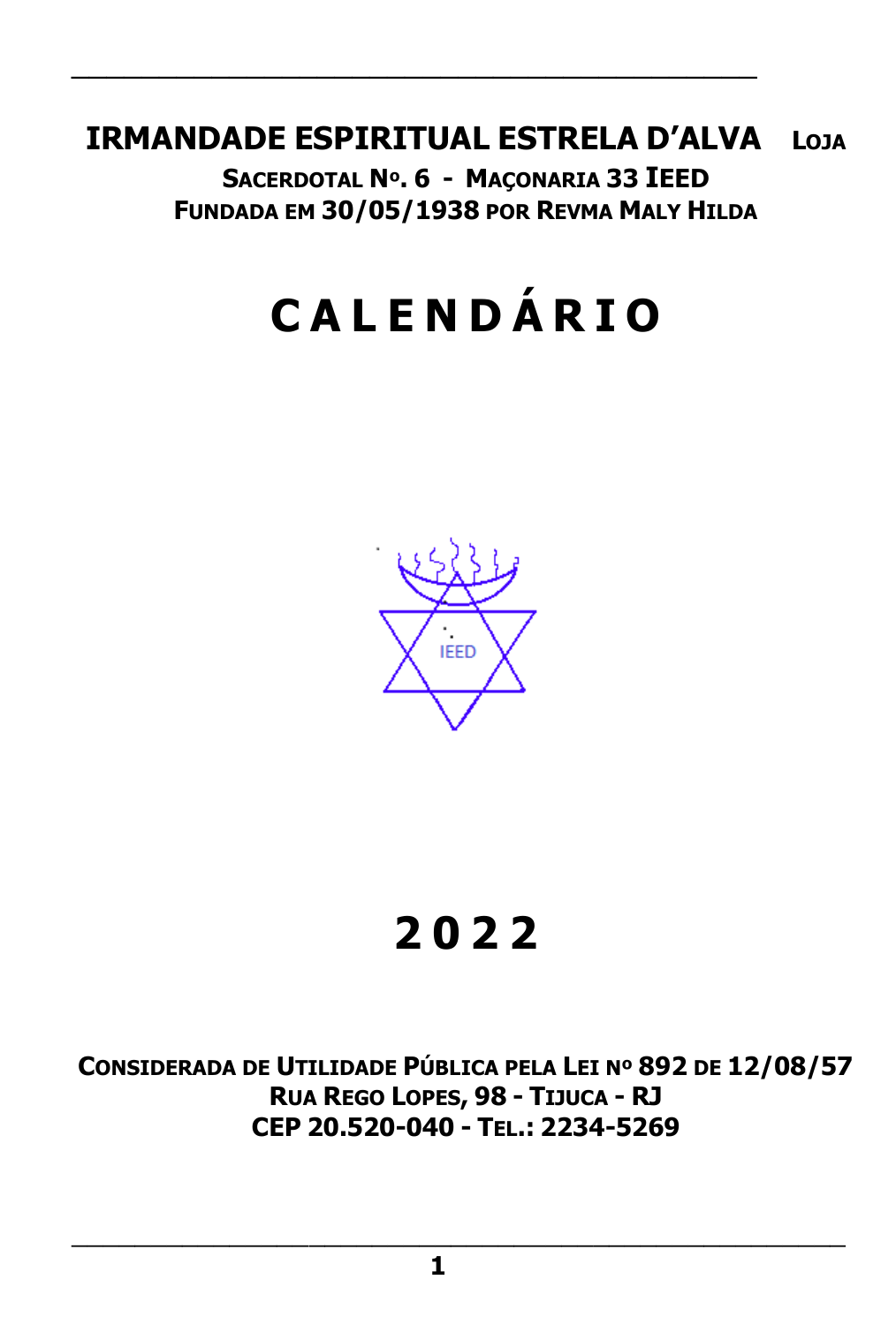**IRMANDADE ESPIRITUAL ESTRELA D'ALVA LOJA SACERDOTAL Nº. 6 - MAÇONARIA 33 IEED**

**FUNDADA EM 30/05/1938 POR REVMA MALY HILDA**

# C A L E N D Á R I O

IEED

# 2 0 2 2

**CONSIDERADA DE UTILIDADE PÚBLICA PELA LEI Nº 892 DE 12/08/57**

**RUA REGO LOPES, 98 - TIJUCA - RJ**

**CEP 20.520-040 - TEL.: 2234-5269**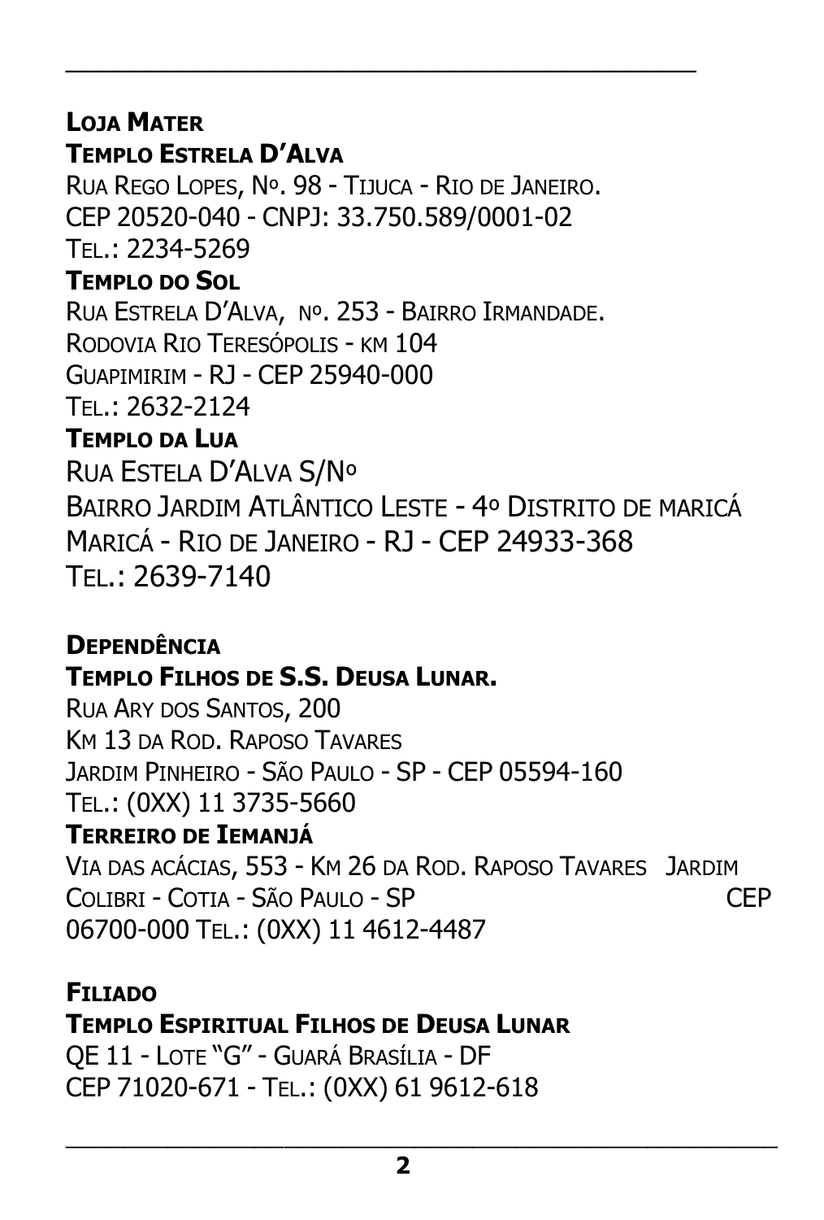**Loja Mater**

**Templo Estrela D'Alva**

Rua Rego Lopes, Nº. 98 - Tijuca - Rio de Janeiro.
CEP 20520-040 - CNPJ: 33.750.589/0001-02
Tel.: 2234-5269

**Templo do Sol**

Rua Estrela D'Alva, nº. 253 - Bairro Irmandade.
Rodovia Rio Teresópolis - km 104
Guapimirim - RJ - CEP 25940-000
Tel.: 2632-2124

**Templo da Lua**

Rua Estela D'Alva S/Nº
Bairro Jardim Atlântico Leste - 4º Distrito de maricá
Maricá - Rio de Janeiro - RJ - CEP 24933-368
Tel.: 2639-7140

**Dependência**

**Templo Filhos de S.S. Deusa Lunar.**

Rua Ary dos Santos, 200
Km 13 da Rod. Raposo Tavares
Jardim Pinheiro - São Paulo - SP - CEP 05594-160
Tel.: (0XX) 11 3735-5660

**Terreiro de Iemanjá**

Via das acácias, 553 - Km 26 da Rod. Raposo Tavares Jardim Colibri - Cotia - São Paulo - SP CEP 06700-000 Tel.: (0XX) 11 4612-4487

**Filiado**

**Templo Espiritual Filhos de Deusa Lunar**

QE 11 - Lote "G" - Guará Brasília - DF
CEP 71020-671 - Tel.: (0XX) 61 9612-618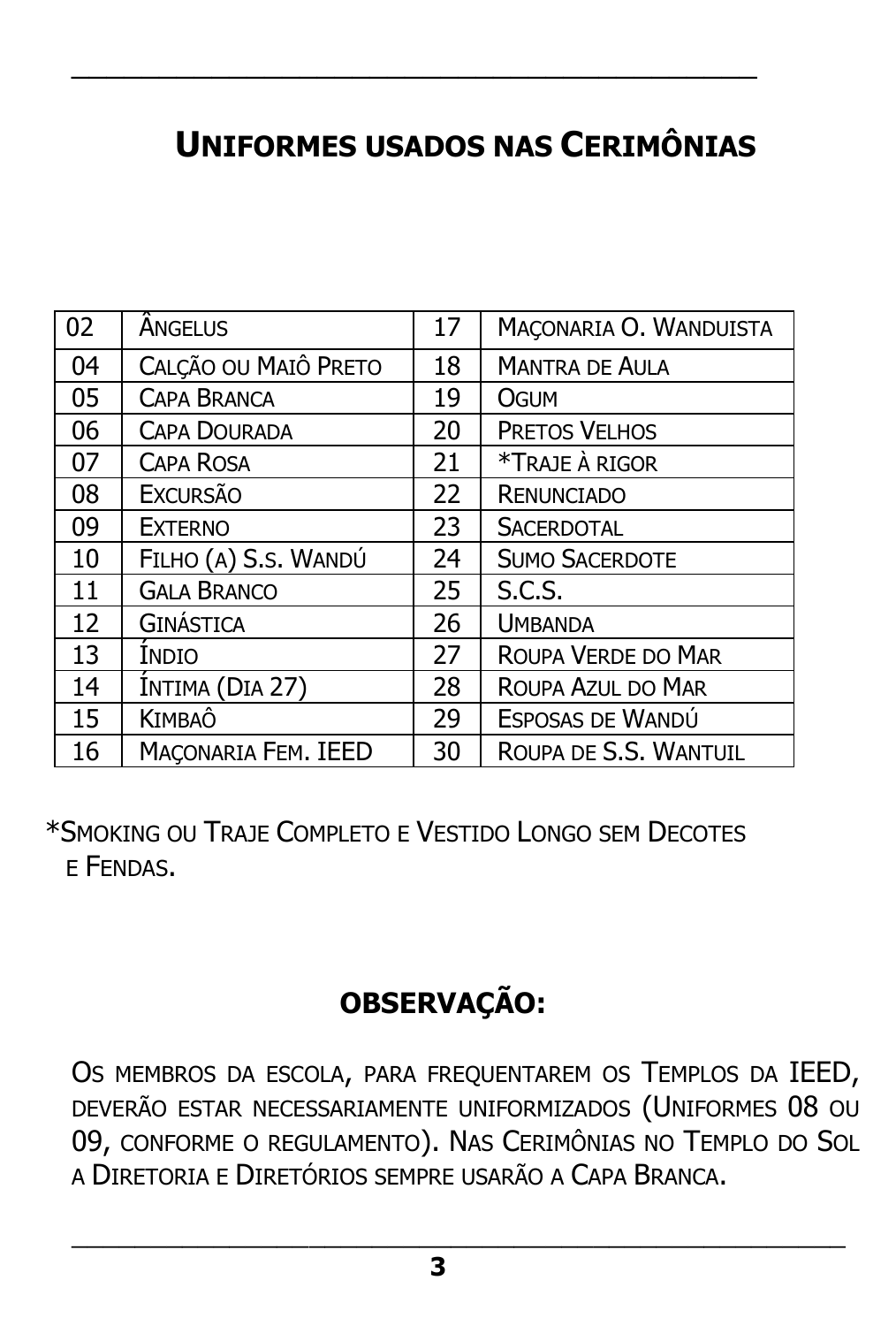# Uniformes usados nas Cerimônias

| | | | |
|---|---|---|---|
| 02 | Ângelus | 17 | Maçonaria O. Wanduista |
| 04 | Calção ou Maiô Preto | 18 | Mantra de Aula |
| 05 | Capa Branca | 19 | Ogum |
| 06 | Capa Dourada | 20 | Pretos Velhos |
| 07 | Capa Rosa | 21 | *Traje à rigor |
| 08 | Excursão | 22 | Renunciado |
| 09 | Externo | 23 | Sacerdotal |
| 10 | Filho (a) S.s. Wandú | 24 | Sumo Sacerdote |
| 11 | Gala Branco | 25 | S.C.S. |
| 12 | Ginástica | 26 | Umbanda |
| 13 | Índio | 27 | Roupa Verde do Mar |
| 14 | Íntima (Dia 27) | 28 | Roupa Azul do Mar |
| 15 | Kimbaô | 29 | Esposas de Wandú |
| 16 | Maçonaria Fem. IEED | 30 | Roupa de S.S. Wantuil |

*Smoking ou Traje Completo e Vestido Longo sem Decotes e Fendas.

## OBSERVAÇÃO:

Os membros da escola, para frequentarem os Templos da IEED, deverão estar necessariamente uniformizados (Uniformes 08 ou 09, conforme o regulamento). Nas Cerimônias no Templo do Sol a Diretoria e Diretórios sempre usarão a Capa Branca.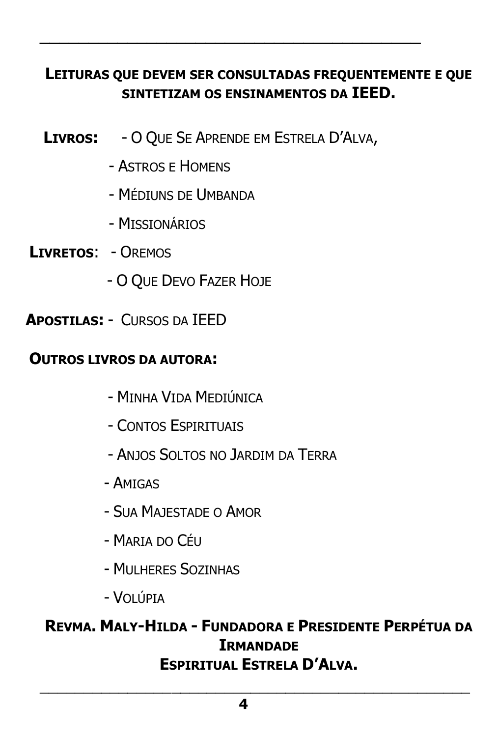**LEITURAS QUE DEVEM SER CONSULTADAS FREQUENTEMENTE E QUE SINTETIZAM OS ENSINAMENTOS DA IEED.**

**LIVROS:** - O QUE SE APRENDE EM ESTRELA D'ALVA,

- ASTROS E HOMENS
- MÉDIUNS DE UMBANDA
- MISSIONÁRIOS

**LIVRETOS**: - OREMOS

- O QUE DEVO FAZER HOJE

**APOSTILAS:** - CURSOS DA IEED

**OUTROS LIVROS DA AUTORA:**

- MINHA VIDA MEDIÚNICA
- CONTOS ESPIRITUAIS
- ANJOS SOLTOS NO JARDIM DA TERRA
- AMIGAS
- SUA MAJESTADE O AMOR
- MARIA DO CÉU
- MULHERES SOZINHAS
- VOLÚPIA

**REVMA. MALY-HILDA - FUNDADORA E PRESIDENTE PERPÉTUA DA IRMANDADE ESPIRITUAL ESTRELA D'ALVA.**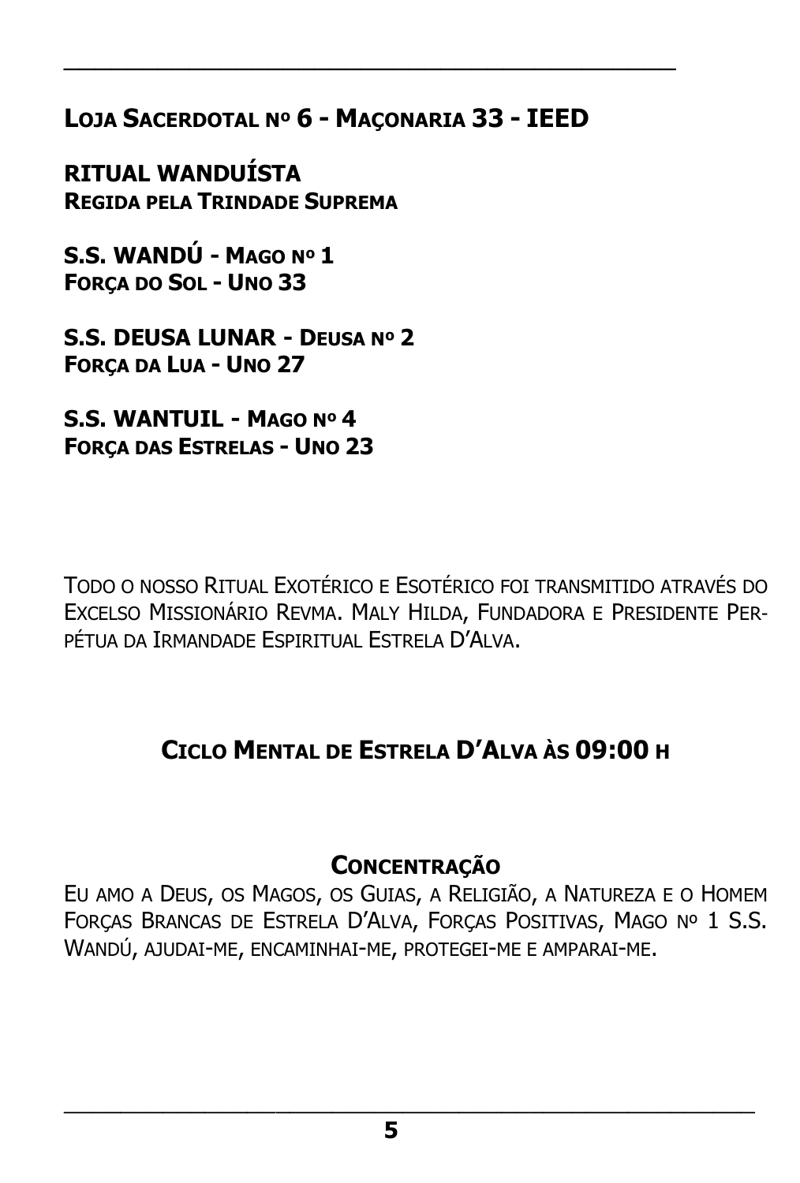**LOJA SACERDOTAL Nº 6 - MAÇONARIA 33 - IEED**

**RITUAL WANDUÍSTA**
**REGIDA PELA TRINDADE SUPREMA**

**S.S. WANDÚ - MAGO Nº 1**
**FORÇA DO SOL - UNO 33**

**S.S. DEUSA LUNAR - DEUSA Nº 2**
**FORÇA DA LUA - UNO 27**

**S.S. WANTUIL - MAGO Nº 4**
**FORÇA DAS ESTRELAS - UNO 23**

TODO O NOSSO RITUAL EXOTÉRICO E ESOTÉRICO FOI TRANSMITIDO ATRAVÉS DO EXCELSO MISSIONÁRIO REVMA. MALY HILDA, FUNDADORA E PRESIDENTE PERPÉTUA DA IRMANDADE ESPIRITUAL ESTRELA D'ALVA.

## CICLO MENTAL DE ESTRELA D'ALVA ÀS 09:00 H

### CONCENTRAÇÃO

EU AMO A DEUS, OS MAGOS, OS GUIAS, A RELIGIÃO, A NATUREZA E O HOMEM FORÇAS BRANCAS DE ESTRELA D'ALVA, FORÇAS POSITIVAS, MAGO Nº 1 S.S. WANDÚ, AJUDAI-ME, ENCAMINHAI-ME, PROTEGEI-ME E AMPARAI-ME.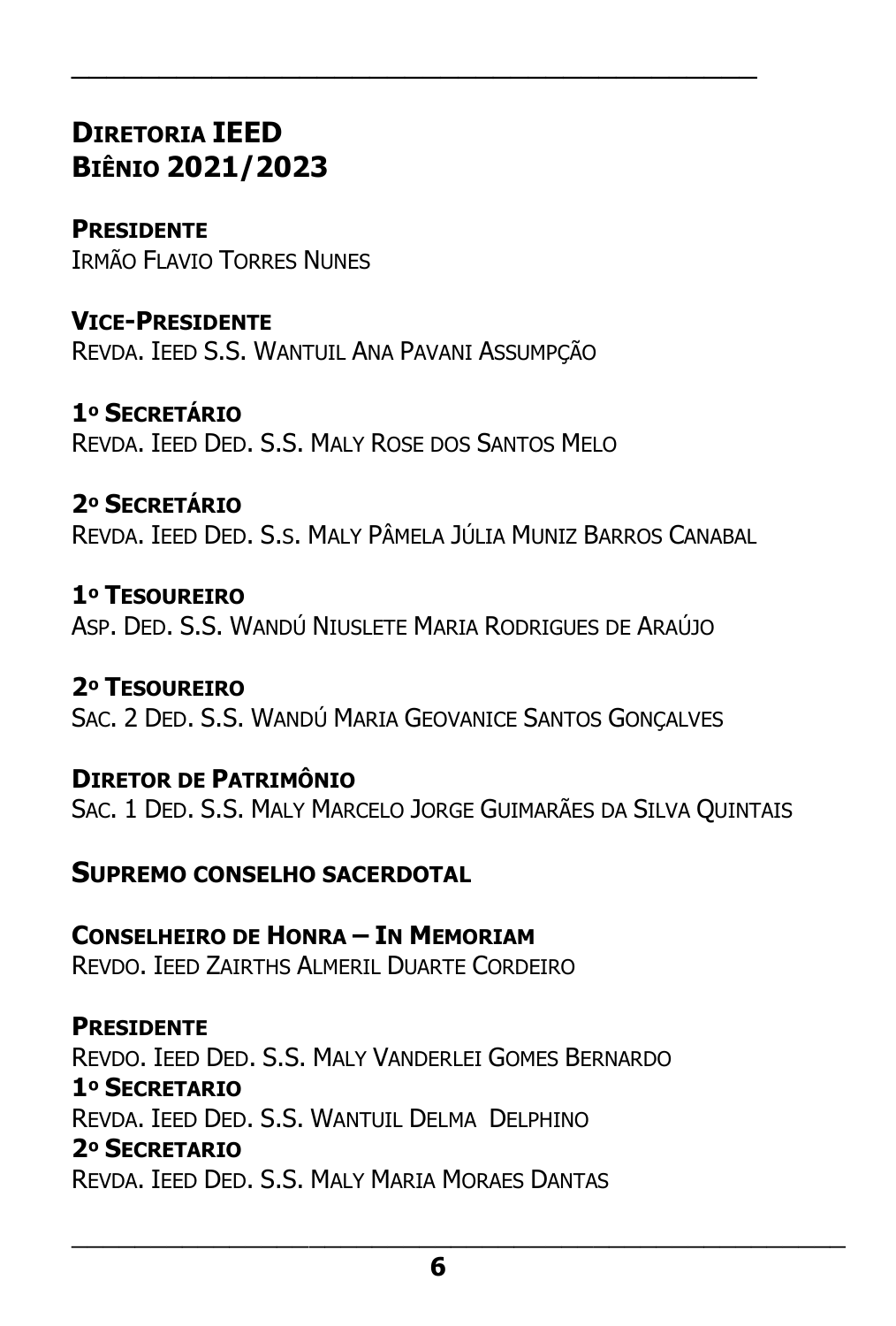## DIRETORIA IEED
## BIÊNIO 2021/2023

**PRESIDENTE**
IRMÃO FLAVIO TORRES NUNES

**VICE-PRESIDENTE**
REVDA. IEED S.S. WANTUIL ANA PAVANI ASSUMPÇÃO

**1º SECRETÁRIO**
REVDA. IEED DED. S.S. MALY ROSE DOS SANTOS MELO

**2º SECRETÁRIO**
REVDA. IEED DED. S.S. MALY PÂMELA JÚLIA MUNIZ BARROS CANABAL

**1º TESOUREIRO**
ASP. DED. S.S. WANDÚ NIUSLETE MARIA RODRIGUES DE ARAÚJO

**2º TESOUREIRO**
SAC. 2 DED. S.S. WANDÚ MARIA GEOVANICE SANTOS GONÇALVES

**DIRETOR DE PATRIMÔNIO**
SAC. 1 DED. S.S. MALY MARCELO JORGE GUIMARÃES DA SILVA QUINTAIS

### SUPREMO CONSELHO SACERDOTAL

**CONSELHEIRO DE HONRA – IN MEMORIAM**
REVDO. IEED ZAIRTHS ALMERIL DUARTE CORDEIRO

**PRESIDENTE**
REVDO. IEED DED. S.S. MALY VANDERLEI GOMES BERNARDO
**1º SECRETARIO**
REVDA. IEED DED. S.S. WANTUIL DELMA DELPHINO
**2º SECRETARIO**
REVDA. IEED DED. S.S. MALY MARIA MORAES DANTAS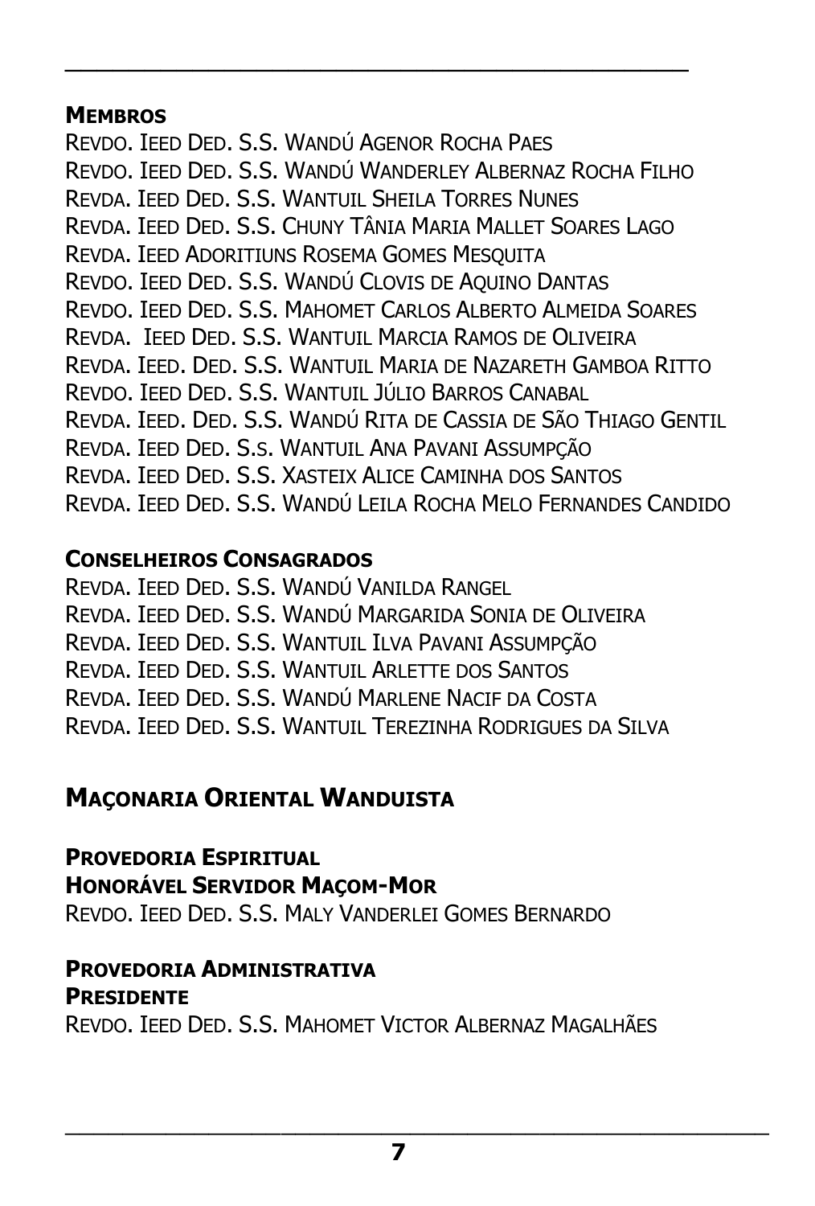**MEMBROS**

REVDO. IEED DED. S.S. WANDÚ AGENOR ROCHA PAES
REVDO. IEED DED. S.S. WANDÚ WANDERLEY ALBERNAZ ROCHA FILHO
REVDA. IEED DED. S.S. WANTUIL SHEILA TORRES NUNES
REVDA. IEED DED. S.S. CHUNY TÂNIA MARIA MALLET SOARES LAGO
REVDA. IEED ADORITIUNS ROSEMA GOMES MESQUITA
REVDO. IEED DED. S.S. WANDÚ CLOVIS DE AQUINO DANTAS
REVDO. IEED DED. S.S. MAHOMET CARLOS ALBERTO ALMEIDA SOARES
REVDA. IEED DED. S.S. WANTUIL MARCIA RAMOS DE OLIVEIRA
REVDA. IEED. DED. S.S. WANTUIL MARIA DE NAZARETH GAMBOA RITTO
REVDO. IEED DED. S.S. WANTUIL JÚLIO BARROS CANABAL
REVDA. IEED. DED. S.S. WANDÚ RITA DE CASSIA DE SÃO THIAGO GENTIL
REVDA. IEED DED. S.S. WANTUIL ANA PAVANI ASSUMPÇÃO
REVDA. IEED DED. S.S. XASTEIX ALICE CAMINHA DOS SANTOS
REVDA. IEED DED. S.S. WANDÚ LEILA ROCHA MELO FERNANDES CANDIDO

**CONSELHEIROS CONSAGRADOS**

REVDA. IEED DED. S.S. WANDÚ VANILDA RANGEL
REVDA. IEED DED. S.S. WANDÚ MARGARIDA SONIA DE OLIVEIRA
REVDA. IEED DED. S.S. WANTUIL ILVA PAVANI ASSUMPÇÃO
REVDA. IEED DED. S.S. WANTUIL ARLETTE DOS SANTOS
REVDA. IEED DED. S.S. WANDÚ MARLENE NACIF DA COSTA
REVDA. IEED DED. S.S. WANTUIL TEREZINHA RODRIGUES DA SILVA

## MAÇONARIA ORIENTAL WANDUISTA

**PROVEDORIA ESPIRITUAL**
**HONORÁVEL SERVIDOR MAÇOM-MOR**

REVDO. IEED DED. S.S. MALY VANDERLEI GOMES BERNARDO

**PROVEDORIA ADMINISTRATIVA**
**PRESIDENTE**

REVDO. IEED DED. S.S. MAHOMET VICTOR ALBERNAZ MAGALHÃES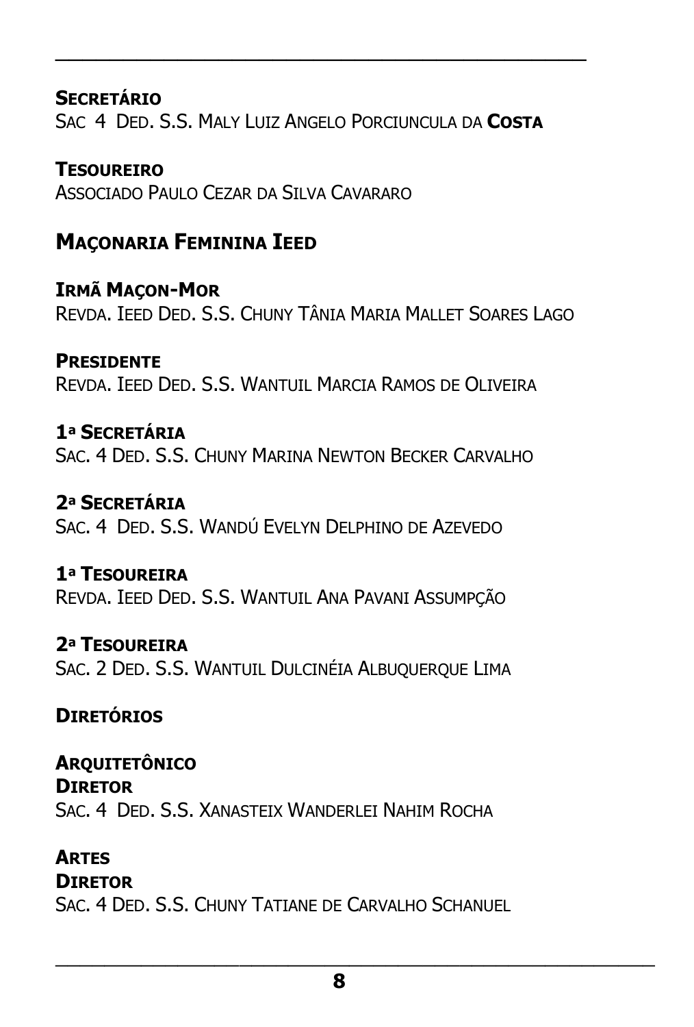**Secretário**
Sac 4 Ded. S.S. Maly Luiz Angelo Porciuncula da **Costa**

**Tesoureiro**
Associado Paulo Cezar da Silva Cavararo

## Maçonaria Feminina Ieed

**Irmã Maçon-Mor**
Revda. Ieed Ded. S.S. Chuny Tânia Maria Mallet Soares Lago

**Presidente**
Revda. Ieed Ded. S.S. Wantuil Marcia Ramos de Oliveira

**1ª Secretária**
Sac. 4 Ded. S.S. Chuny Marina Newton Becker Carvalho

**2ª Secretária**
Sac. 4 Ded. S.S. Wandú Evelyn Delphino de Azevedo

**1ª Tesoureira**
Revda. Ieed Ded. S.S. Wantuil Ana Pavani Assumpção

**2ª Tesoureira**
Sac. 2 Ded. S.S. Wantuil Dulcinéia Albuquerque Lima

**Diretórios**

**Arquitetônico**
**Diretor**
Sac. 4 Ded. S.S. Xanasteix Wanderlei Nahim Rocha

**Artes**
**Diretor**
Sac. 4 Ded. S.S. Chuny Tatiane de Carvalho Schanuel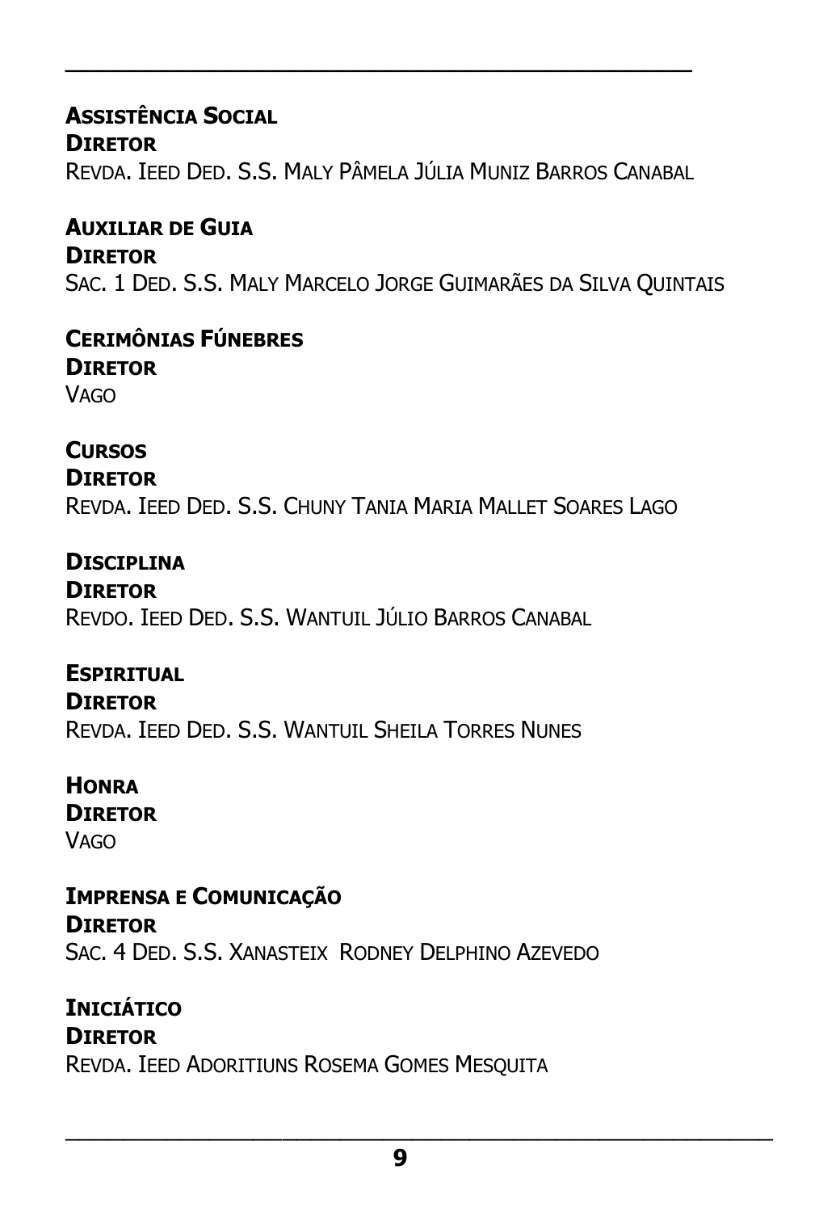**ASSISTÊNCIA SOCIAL**
**DIRETOR**
REVDA. IEED DED. S.S. MALY PÂMELA JÚLIA MUNIZ BARROS CANABAL

**AUXILIAR DE GUIA**
**DIRETOR**
SAC. 1 DED. S.S. MALY MARCELO JORGE GUIMARÃES DA SILVA QUINTAIS

**CERIMÔNIAS FÚNEBRES**
**DIRETOR**
VAGO

**CURSOS**
**DIRETOR**
REVDA. IEED DED. S.S. CHUNY TANIA MARIA MALLET SOARES LAGO

**DISCIPLINA**
**DIRETOR**
REVDO. IEED DED. S.S. WANTUIL JÚLIO BARROS CANABAL

**ESPIRITUAL**
**DIRETOR**
REVDA. IEED DED. S.S. WANTUIL SHEILA TORRES NUNES

**HONRA**
**DIRETOR**
VAGO

**IMPRENSA E COMUNICAÇÃO**
**DIRETOR**
SAC. 4 DED. S.S. XANASTEIX RODNEY DELPHINO AZEVEDO

**INICIÁTICO**
**DIRETOR**
REVDA. IEED ADORITIUNS ROSEMA GOMES MESQUITA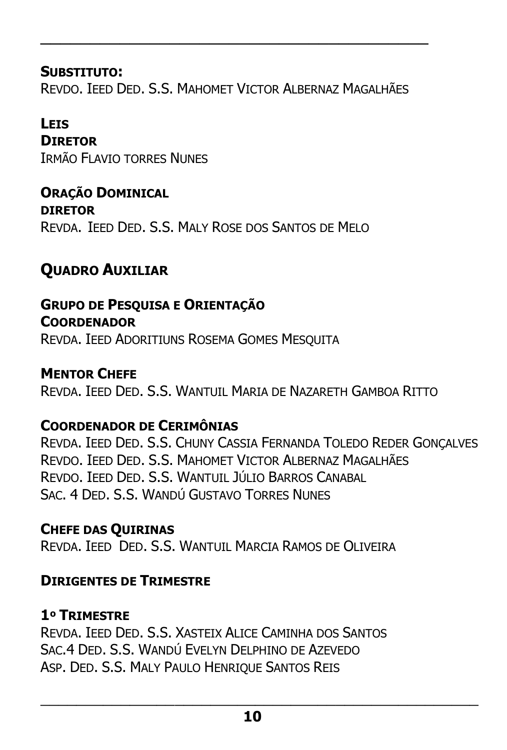**SUBSTITUTO:**
REVDO. IEED DED. S.S. MAHOMET VICTOR ALBERNAZ MAGALHÃES

**LEIS**
**DIRETOR**
IRMÃO FLAVIO TORRES NUNES

**ORAÇÃO DOMINICAL**
**DIRETOR**
REVDA. IEED DED. S.S. MALY ROSE DOS SANTOS DE MELO

## QUADRO AUXILIAR

**GRUPO DE PESQUISA E ORIENTAÇÃO**
**COORDENADOR**
REVDA. IEED ADORITIUNS ROSEMA GOMES MESQUITA

**MENTOR CHEFE**
REVDA. IEED DED. S.S. WANTUIL MARIA DE NAZARETH GAMBOA RITTO

**COORDENADOR DE CERIMÔNIAS**
REVDA. IEED DED. S.S. CHUNY CASSIA FERNANDA TOLEDO REDER GONÇALVES
REVDO. IEED DED. S.S. MAHOMET VICTOR ALBERNAZ MAGALHÃES
REVDO. IEED DED. S.S. WANTUIL JÚLIO BARROS CANABAL
SAC. 4 DED. S.S. WANDÚ GUSTAVO TORRES NUNES

**CHEFE DAS QUIRINAS**
REVDA. IEED DED. S.S. WANTUIL MARCIA RAMOS DE OLIVEIRA

**DIRIGENTES DE TRIMESTRE**

**1º TRIMESTRE**
REVDA. IEED DED. S.S. XASTEIX ALICE CAMINHA DOS SANTOS
SAC.4 DED. S.S. WANDÚ EVELYN DELPHINO DE AZEVEDO
ASP. DED. S.S. MALY PAULO HENRIQUE SANTOS REIS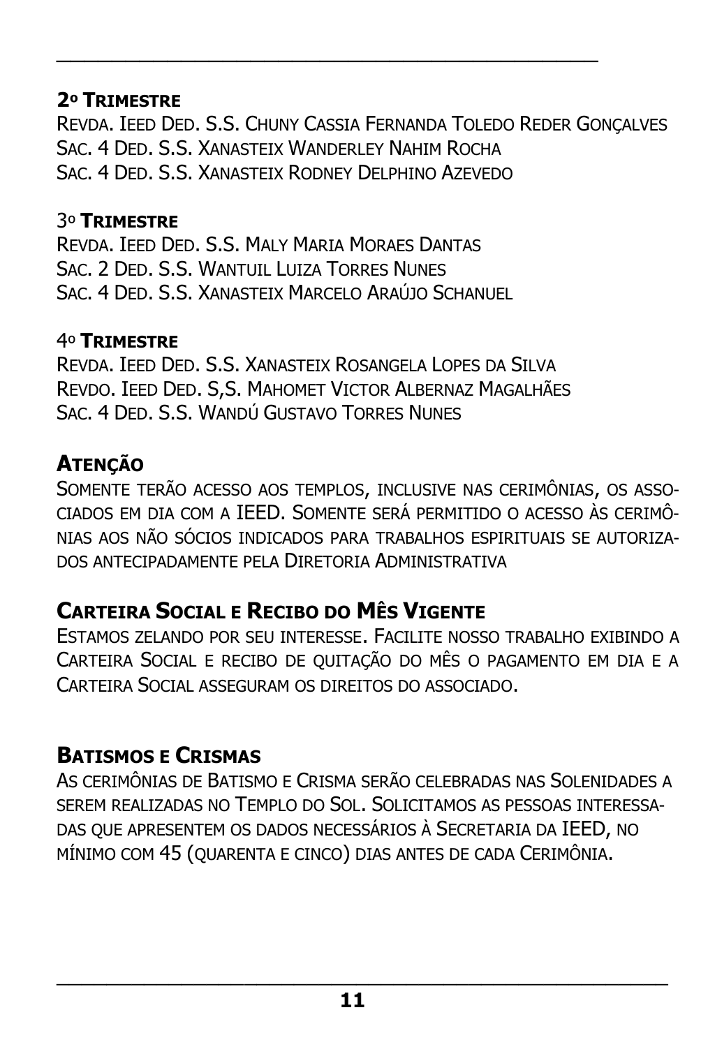**2º Trimestre**

Revda. Ieed Ded. S.S. Chuny Cassia Fernanda Toledo Reder Gonçalves
Sac. 4 Ded. S.S. Xanasteix Wanderley Nahim Rocha
Sac. 4 Ded. S.S. Xanasteix Rodney Delphino Azevedo

3º **Trimestre**

Revda. Ieed Ded. S.S. Maly Maria Moraes Dantas
Sac. 2 Ded. S.S. Wantuil Luiza Torres Nunes
Sac. 4 Ded. S.S. Xanasteix Marcelo Araújo Schanuel

4º **Trimestre**

Revda. Ieed Ded. S.S. Xanasteix Rosangela Lopes da Silva
Revdo. Ieed Ded. S,S. Mahomet Victor Albernaz Magalhães
Sac. 4 Ded. S.S. Wandú Gustavo Torres Nunes

## Atenção

Somente terão acesso aos templos, inclusive nas cerimônias, os associados em dia com a IEED. Somente será permitido o acesso às cerimônias aos não sócios indicados para trabalhos espirituais se autorizados antecipadamente pela Diretoria Administrativa

## Carteira Social e Recibo do Mês Vigente

Estamos zelando por seu interesse. Facilite nosso trabalho exibindo a Carteira Social e recibo de quitação do mês o pagamento em dia e a Carteira Social asseguram os direitos do associado.

## Batismos e Crismas

As cerimônias de Batismo e Crisma serão celebradas nas Solenidades a serem realizadas no Templo do Sol. Solicitamos as pessoas interessadas que apresentem os dados necessários à Secretaria da IEED, no mínimo com 45 (quarenta e cinco) dias antes de cada Cerimônia.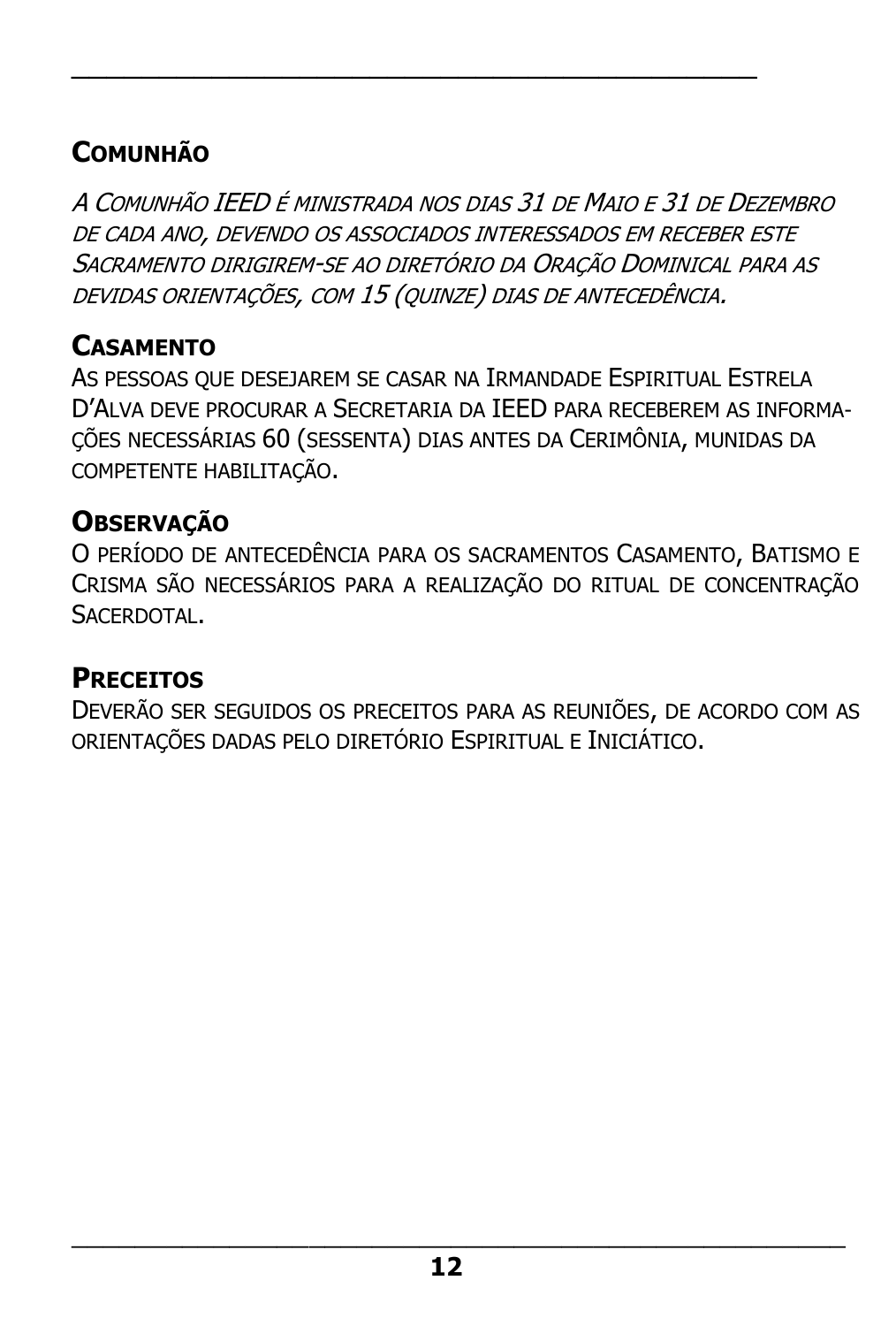## Comunhão

*A Comunhão IEED é ministrada nos dias 31 de Maio e 31 de Dezembro de cada ano, devendo os associados interessados em receber este Sacramento dirigirem-se ao diretório da Oração Dominical para as devidas orientações, com 15 (quinze) dias de antecedência.*

## Casamento

As pessoas que desejarem se casar na Irmandade Espiritual Estrela D'Alva deve procurar a Secretaria da IEED para receberem as informações necessárias 60 (sessenta) dias antes da Cerimônia, munidas da competente habilitação.

## Observação

O período de antecedência para os sacramentos Casamento, Batismo e Crisma são necessários para a realização do ritual de concentração Sacerdotal.

## Preceitos

Deverão ser seguidos os preceitos para as reuniões, de acordo com as orientações dadas pelo diretório Espiritual e Iniciático.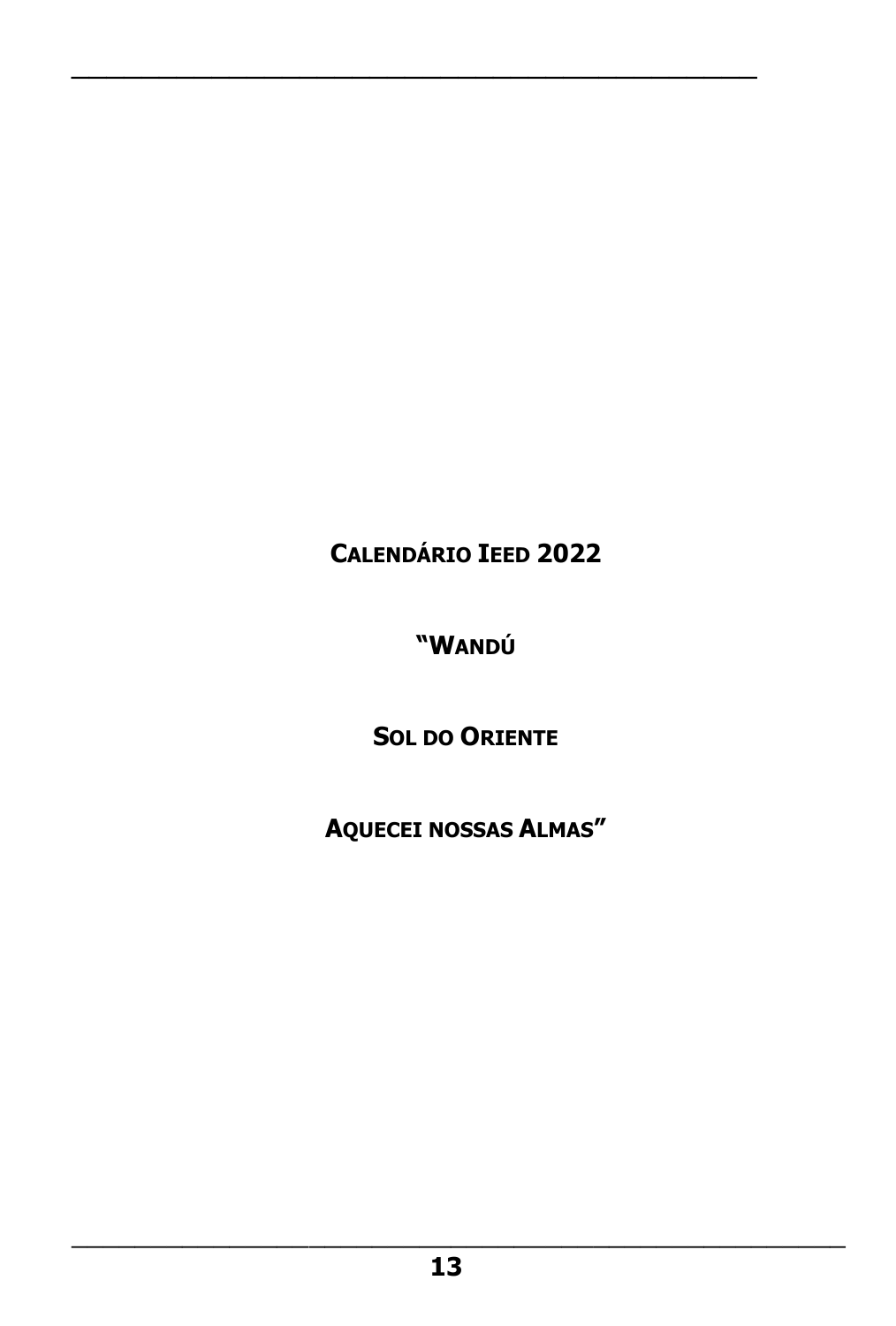**Calendário Ieed 2022**

**“Wandú**

**Sol do Oriente**

**Aquecei nossas Almas”**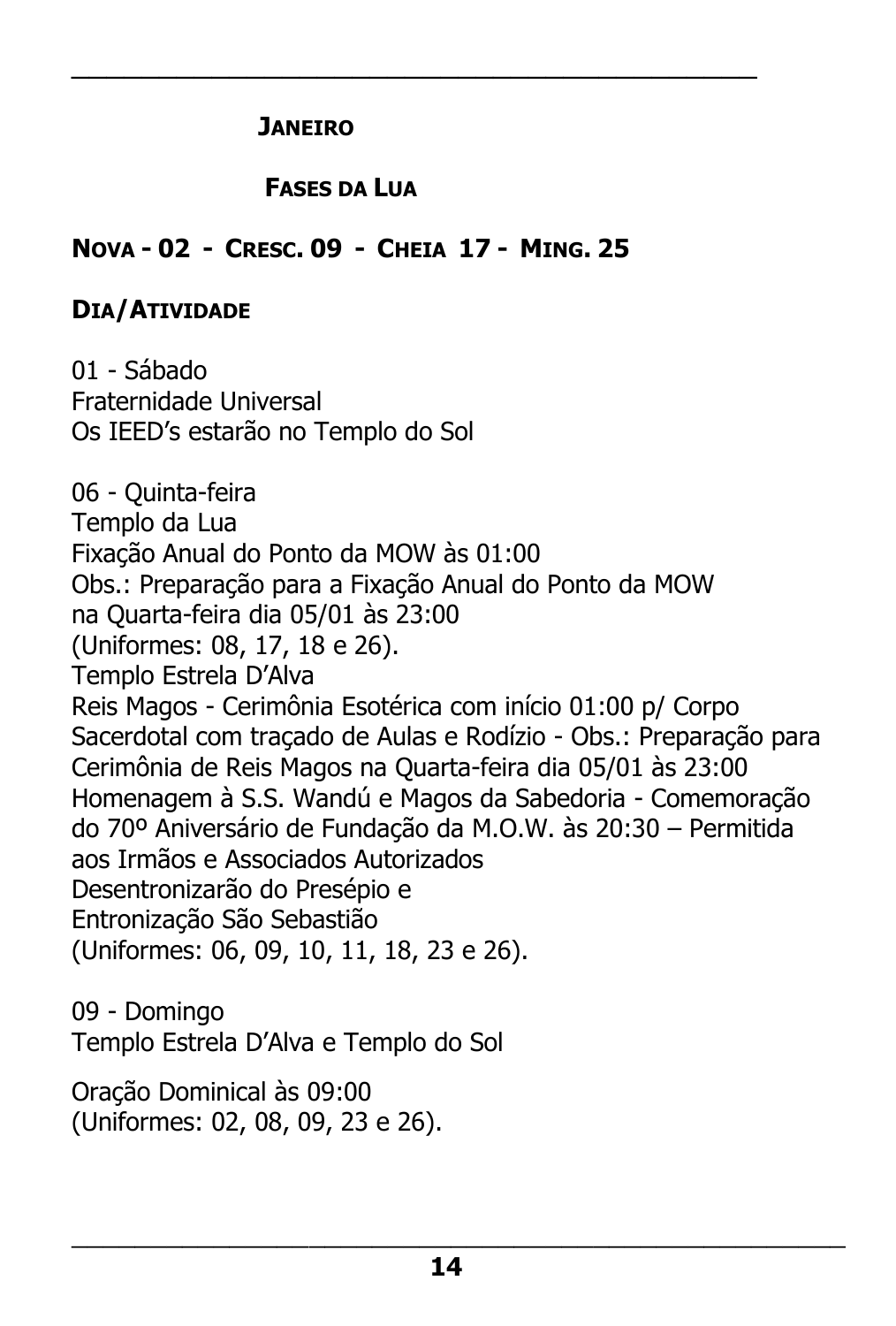## JANEIRO

### FASES DA LUA

**NOVA - 02 - CRESC. 09 - CHEIA 17 - MING. 25**

**DIA/ATIVIDADE**

01 - Sábado
Fraternidade Universal
Os IEED's estarão no Templo do Sol

06 - Quinta-feira
Templo da Lua
Fixação Anual do Ponto da MOW às 01:00
Obs.: Preparação para a Fixação Anual do Ponto da MOW na Quarta-feira dia 05/01 às 23:00
(Uniformes: 08, 17, 18 e 26).
Templo Estrela D'Alva
Reis Magos - Cerimônia Esotérica com início 01:00 p/ Corpo Sacerdotal com traçado de Aulas e Rodízio - Obs.: Preparação para Cerimônia de Reis Magos na Quarta-feira dia 05/01 às 23:00
Homenagem à S.S. Wandú e Magos da Sabedoria - Comemoração do 70º Aniversário de Fundação da M.O.W. às 20:30 – Permitida aos Irmãos e Associados Autorizados
Desentronizarão do Presépio e
Entronização São Sebastião
(Uniformes: 06, 09, 10, 11, 18, 23 e 26).

09 - Domingo
Templo Estrela D'Alva e Templo do Sol

Oração Dominical às 09:00
(Uniformes: 02, 08, 09, 23 e 26).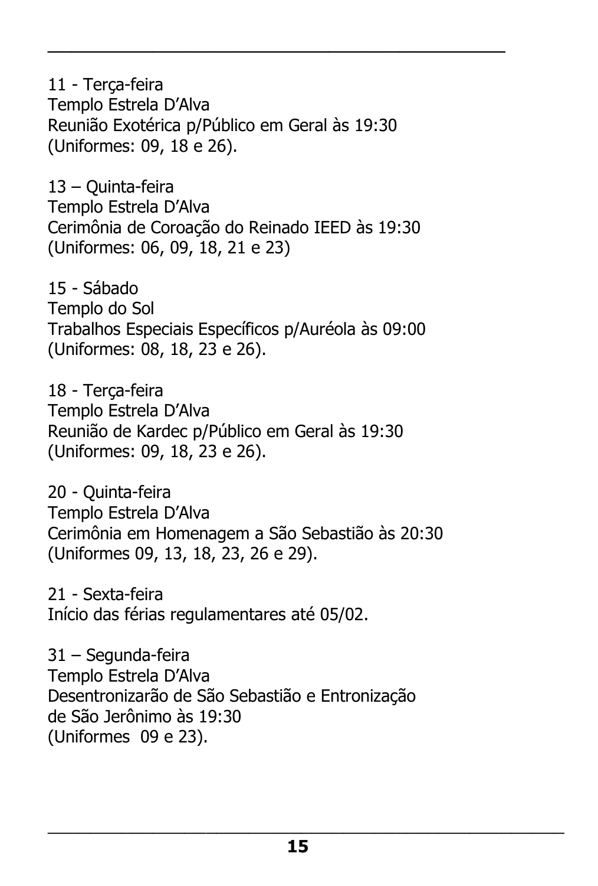11 - Terça-feira
Templo Estrela D'Alva
Reunião Exotérica p/Público em Geral às 19:30
(Uniformes: 09, 18 e 26).

13 – Quinta-feira
Templo Estrela D'Alva
Cerimônia de Coroação do Reinado IEED às 19:30
(Uniformes: 06, 09, 18, 21 e 23)

15 - Sábado
Templo do Sol
Trabalhos Especiais Específicos p/Auréola às 09:00
(Uniformes: 08, 18, 23 e 26).

18 - Terça-feira
Templo Estrela D'Alva
Reunião de Kardec p/Público em Geral às 19:30
(Uniformes: 09, 18, 23 e 26).

20 - Quinta-feira
Templo Estrela D'Alva
Cerimônia em Homenagem a São Sebastião às 20:30
(Uniformes 09, 13, 18, 23, 26 e 29).

21 - Sexta-feira
Início das férias regulamentares até 05/02.

31 – Segunda-feira
Templo Estrela D'Alva
Desentronizarão de São Sebastião e Entronização
de São Jerônimo às 19:30
(Uniformes 09 e 23).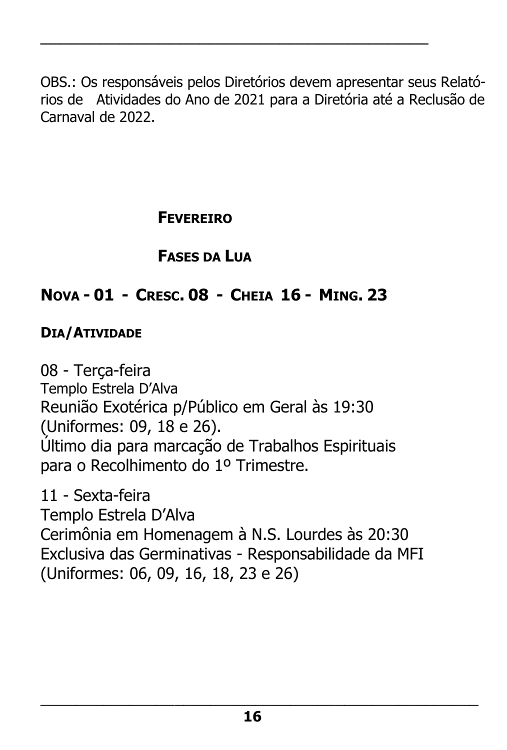OBS.: Os responsáveis pelos Diretórios devem apresentar seus Relatórios de Atividades do Ano de 2021 para a Diretória até a Reclusão de Carnaval de 2022.

## FEVEREIRO

## FASES DA LUA

### NOVA - 01 - CRESC. 08 - CHEIA 16 - MING. 23

**DIA/ATIVIDADE**

08 - Terça-feira
Templo Estrela D'Alva
Reunião Exotérica p/Público em Geral às 19:30
(Uniformes: 09, 18 e 26).
Último dia para marcação de Trabalhos Espirituais para o Recolhimento do 1º Trimestre.

11 - Sexta-feira
Templo Estrela D'Alva
Cerimônia em Homenagem à N.S. Lourdes às 20:30
Exclusiva das Germinativas - Responsabilidade da MFI
(Uniformes: 06, 09, 16, 18, 23 e 26)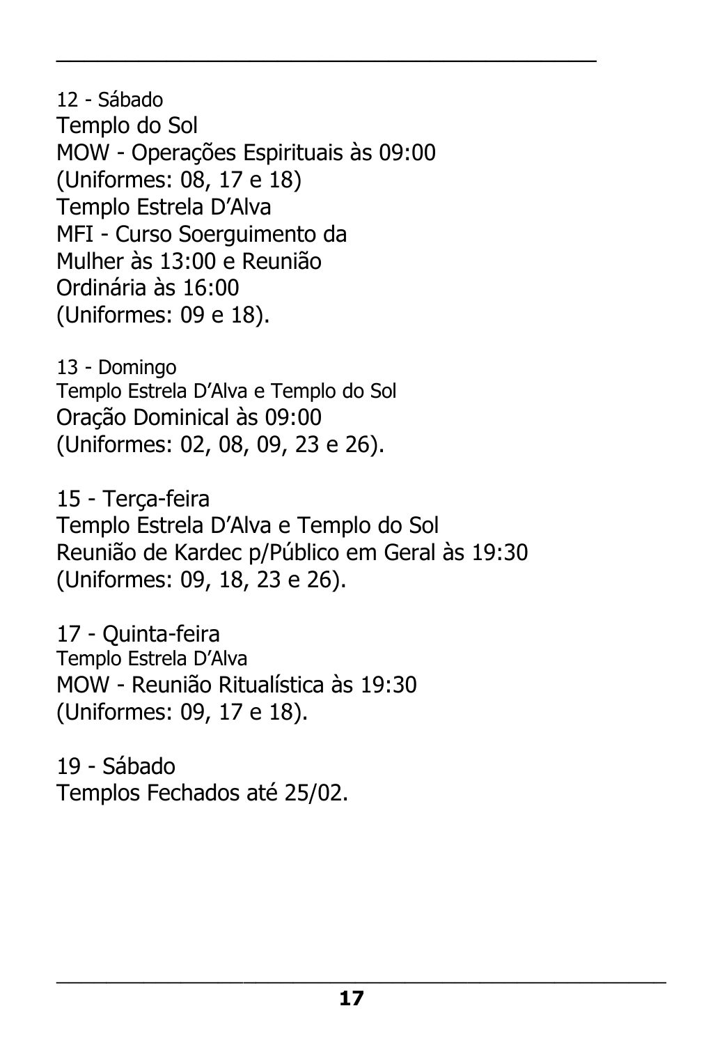12 - Sábado
Templo do Sol
MOW - Operações Espirituais às 09:00
(Uniformes: 08, 17 e 18)
Templo Estrela D'Alva
MFI - Curso Soerguimento da Mulher às 13:00 e Reunião Ordinária às 16:00
(Uniformes: 09 e 18).

13 - Domingo
Templo Estrela D'Alva e Templo do Sol
Oração Dominical às 09:00
(Uniformes: 02, 08, 09, 23 e 26).

15 - Terça-feira
Templo Estrela D'Alva e Templo do Sol
Reunião de Kardec p/Público em Geral às 19:30
(Uniformes: 09, 18, 23 e 26).

17 - Quinta-feira
Templo Estrela D'Alva
MOW - Reunião Ritualística às 19:30
(Uniformes: 09, 17 e 18).

19 - Sábado
Templos Fechados até 25/02.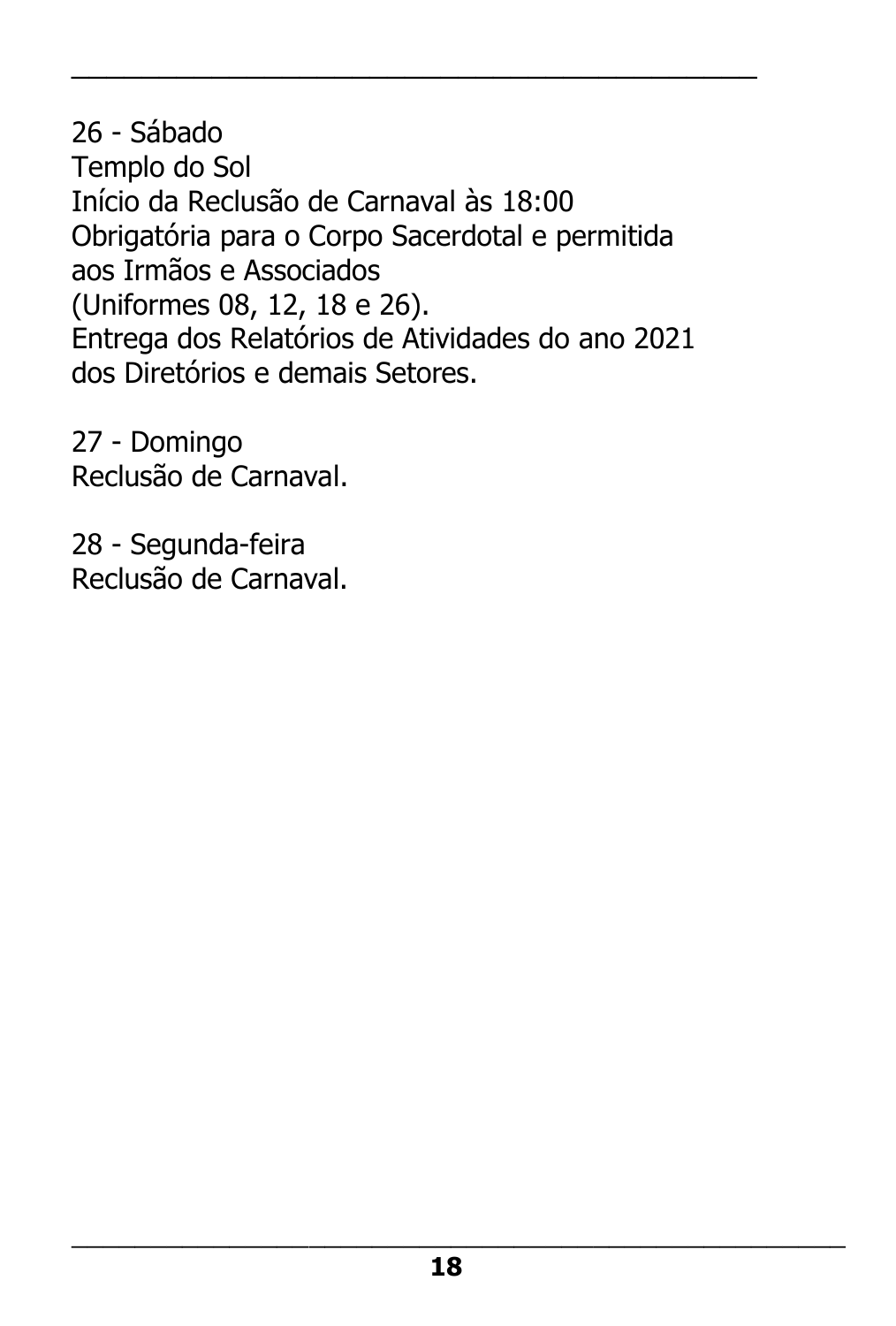26 - Sábado
Templo do Sol
Início da Reclusão de Carnaval às 18:00
Obrigatória para o Corpo Sacerdotal e permitida
aos Irmãos e Associados
(Uniformes 08, 12, 18 e 26).
Entrega dos Relatórios de Atividades do ano 2021
dos Diretórios e demais Setores.

27 - Domingo
Reclusão de Carnaval.

28 - Segunda-feira
Reclusão de Carnaval.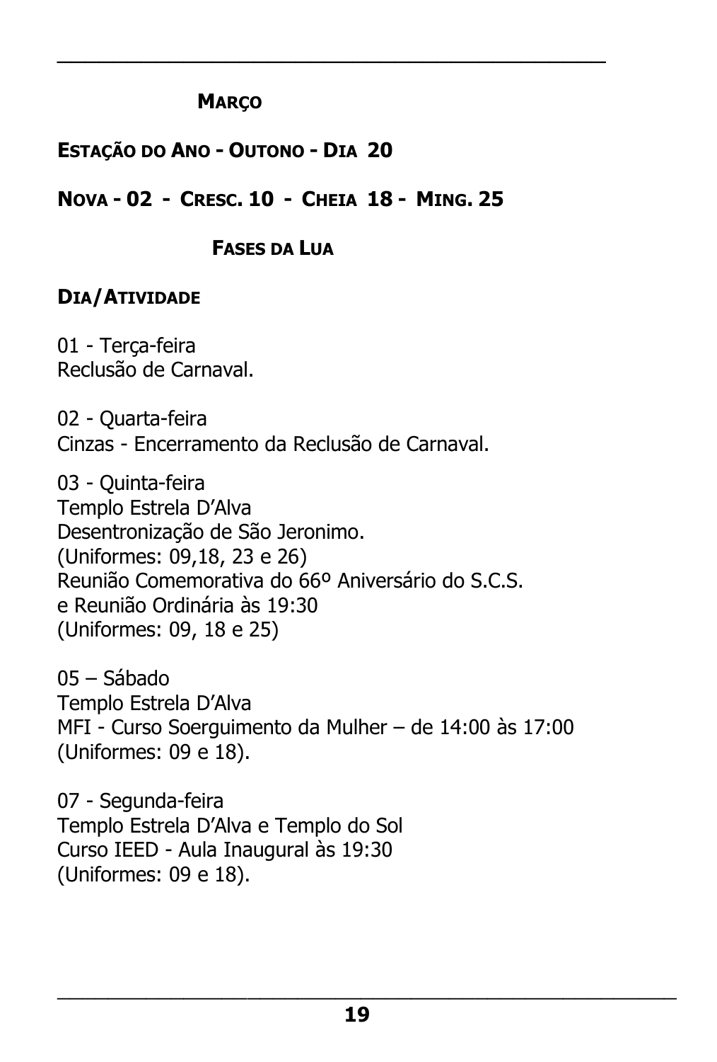## Março

**Estação do Ano - Outono - Dia 20**

**Nova - 02 - Cresc. 10 - Cheia 18 - Ming. 25**

**Fases da Lua**

**Dia/Atividade**

01 - Terça-feira
Reclusão de Carnaval.

02 - Quarta-feira
Cinzas - Encerramento da Reclusão de Carnaval.

03 - Quinta-feira
Templo Estrela D'Alva
Desentronização de São Jeronimo.
(Uniformes: 09,18, 23 e 26)
Reunião Comemorativa do 66º Aniversário do S.C.S.
e Reunião Ordinária às 19:30
(Uniformes: 09, 18 e 25)

05 – Sábado
Templo Estrela D'Alva
MFI - Curso Soerguimento da Mulher – de 14:00 às 17:00
(Uniformes: 09 e 18).

07 - Segunda-feira
Templo Estrela D'Alva e Templo do Sol
Curso IEED - Aula Inaugural às 19:30
(Uniformes: 09 e 18).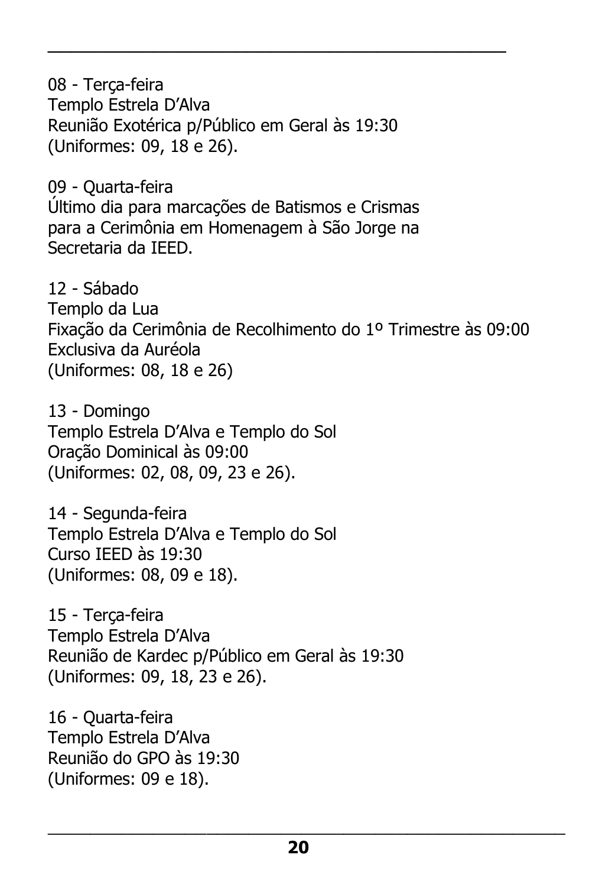08 - Terça-feira
Templo Estrela D'Alva
Reunião Exotérica p/Público em Geral às 19:30
(Uniformes: 09, 18 e 26).

09 - Quarta-feira
Último dia para marcações de Batismos e Crismas
para a Cerimônia em Homenagem à São Jorge na
Secretaria da IEED.

12 - Sábado
Templo da Lua
Fixação da Cerimônia de Recolhimento do 1º Trimestre às 09:00
Exclusiva da Auréola
(Uniformes: 08, 18 e 26)

13 - Domingo
Templo Estrela D'Alva e Templo do Sol
Oração Dominical às 09:00
(Uniformes: 02, 08, 09, 23 e 26).

14 - Segunda-feira
Templo Estrela D'Alva e Templo do Sol
Curso IEED às 19:30
(Uniformes: 08, 09 e 18).

15 - Terça-feira
Templo Estrela D'Alva
Reunião de Kardec p/Público em Geral às 19:30
(Uniformes: 09, 18, 23 e 26).

16 - Quarta-feira
Templo Estrela D'Alva
Reunião do GPO às 19:30
(Uniformes: 09 e 18).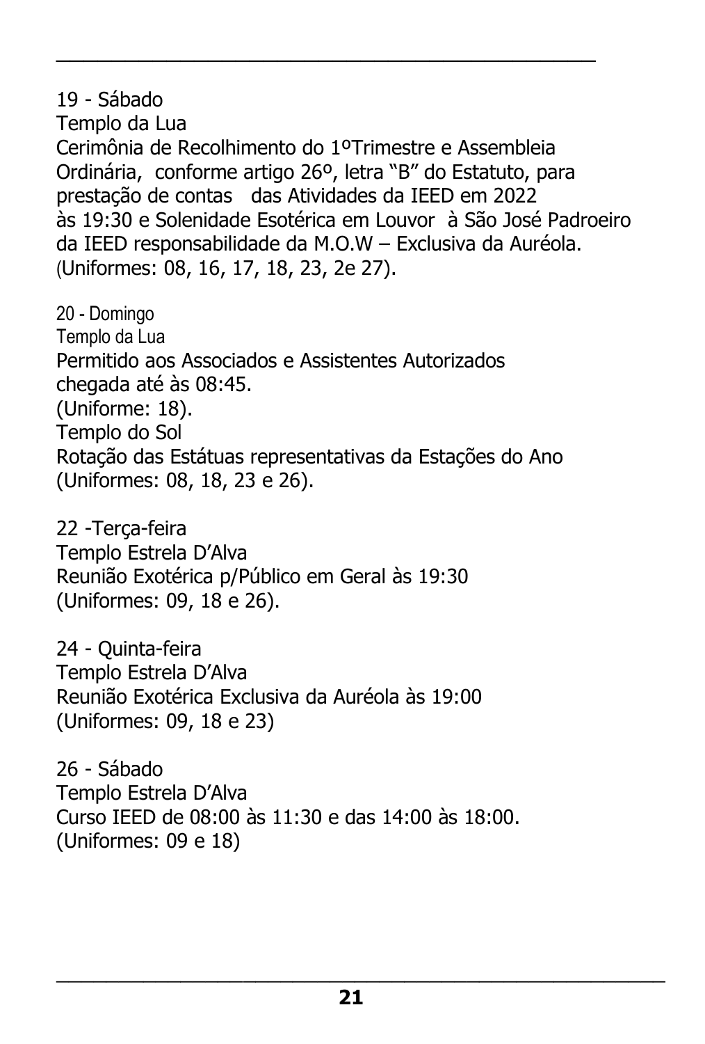19 - Sábado
Templo da Lua
Cerimônia de Recolhimento do 1ºTrimestre e Assembleia Ordinária, conforme artigo 26º, letra "B" do Estatuto, para prestação de contas das Atividades da IEED em 2022 às 19:30 e Solenidade Esotérica em Louvor à São José Padroeiro da IEED responsabilidade da M.O.W – Exclusiva da Auréola.
(Uniformes: 08, 16, 17, 18, 23, 2e 27).

20 - Domingo
Templo da Lua
Permitido aos Associados e Assistentes Autorizados chegada até às 08:45.
(Uniforme: 18).
Templo do Sol
Rotação das Estátuas representativas da Estações do Ano
(Uniformes: 08, 18, 23 e 26).

22 -Terça-feira
Templo Estrela D'Alva
Reunião Exotérica p/Público em Geral às 19:30
(Uniformes: 09, 18 e 26).

24 - Quinta-feira
Templo Estrela D'Alva
Reunião Exotérica Exclusiva da Auréola às 19:00
(Uniformes: 09, 18 e 23)

26 - Sábado
Templo Estrela D'Alva
Curso IEED de 08:00 às 11:30 e das 14:00 às 18:00.
(Uniformes: 09 e 18)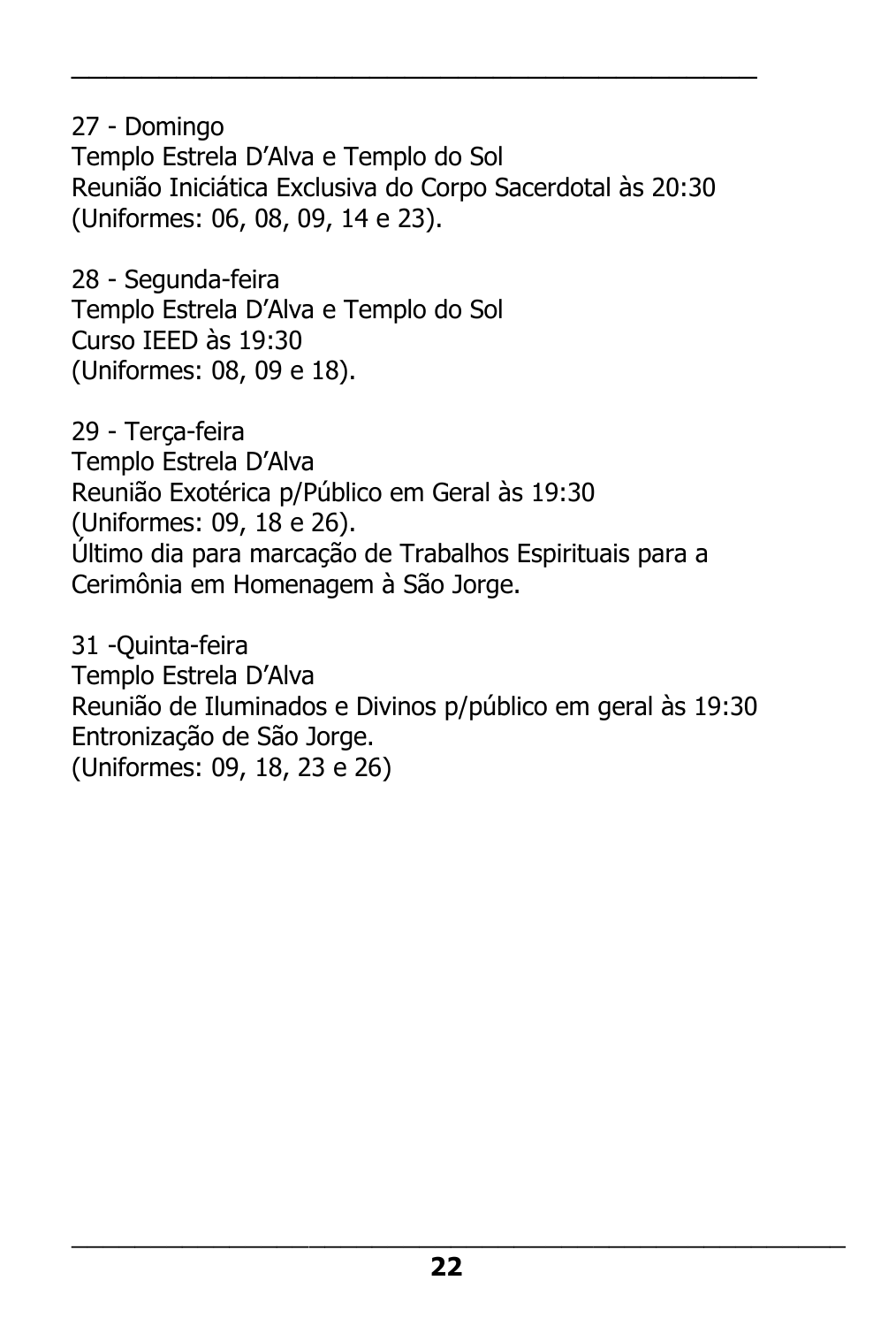27 - Domingo
Templo Estrela D'Alva e Templo do Sol
Reunião Iniciática Exclusiva do Corpo Sacerdotal às 20:30
(Uniformes: 06, 08, 09, 14 e 23).

28 - Segunda-feira
Templo Estrela D'Alva e Templo do Sol
Curso IEED às 19:30
(Uniformes: 08, 09 e 18).

29 - Terça-feira
Templo Estrela D'Alva
Reunião Exotérica p/Público em Geral às 19:30
(Uniformes: 09, 18 e 26).
Último dia para marcação de Trabalhos Espirituais para a Cerimônia em Homenagem à São Jorge.

31 -Quinta-feira
Templo Estrela D'Alva
Reunião de Iluminados e Divinos p/público em geral às 19:30
Entronização de São Jorge.
(Uniformes: 09, 18, 23 e 26)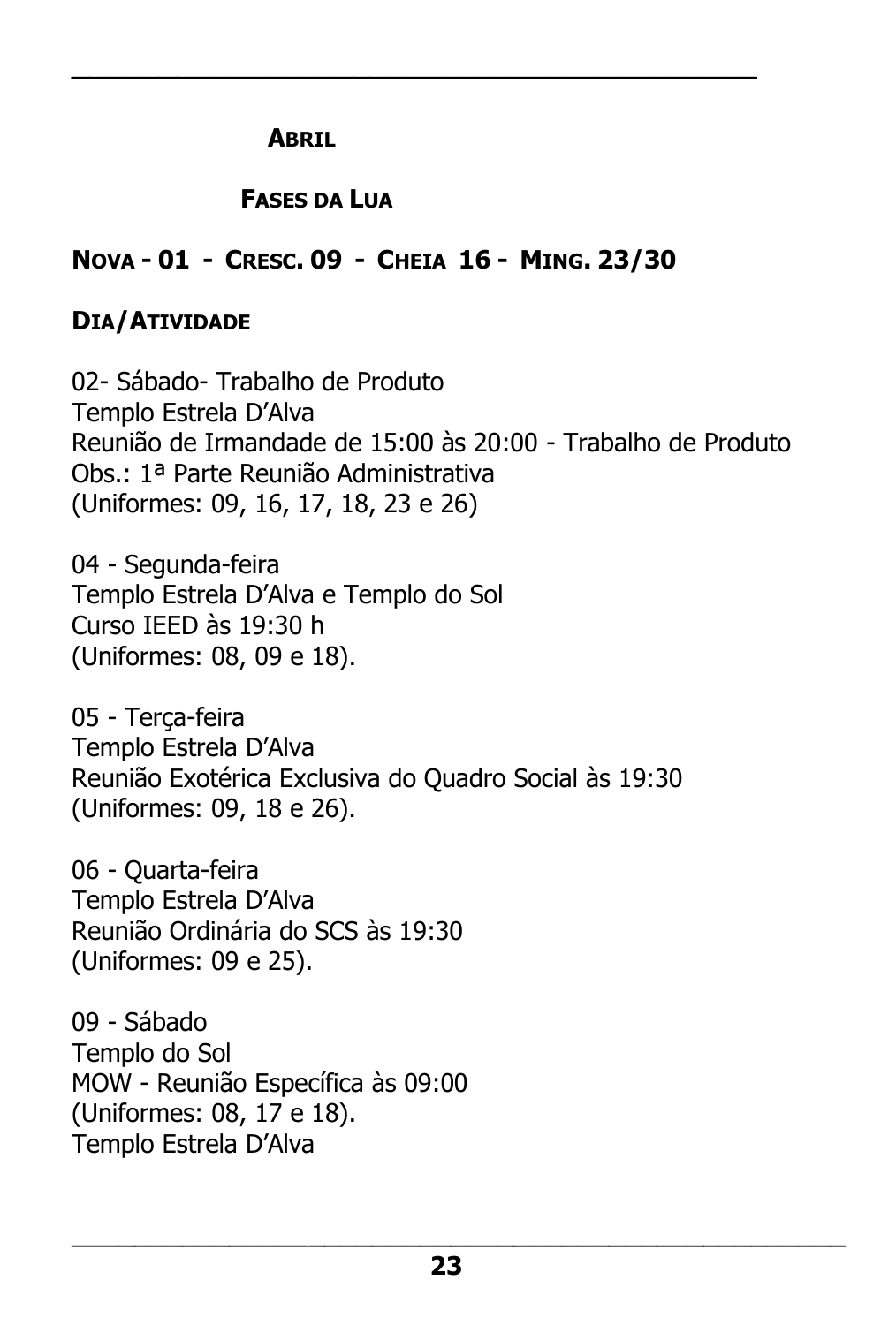## ABRIL

### FASES DA LUA

**NOVA - 01 - CRESC. 09 - CHEIA 16 - MING. 23/30**

**DIA/ATIVIDADE**

02- Sábado- Trabalho de Produto
Templo Estrela D'Alva
Reunião de Irmandade de 15:00 às 20:00 - Trabalho de Produto
Obs.: 1ª Parte Reunião Administrativa
(Uniformes: 09, 16, 17, 18, 23 e 26)

04 - Segunda-feira
Templo Estrela D'Alva e Templo do Sol
Curso IEED às 19:30 h
(Uniformes: 08, 09 e 18).

05 - Terça-feira
Templo Estrela D'Alva
Reunião Exotérica Exclusiva do Quadro Social às 19:30
(Uniformes: 09, 18 e 26).

06 - Quarta-feira
Templo Estrela D'Alva
Reunião Ordinária do SCS às 19:30
(Uniformes: 09 e 25).

09 - Sábado
Templo do Sol
MOW - Reunião Específica às 09:00
(Uniformes: 08, 17 e 18).
Templo Estrela D'Alva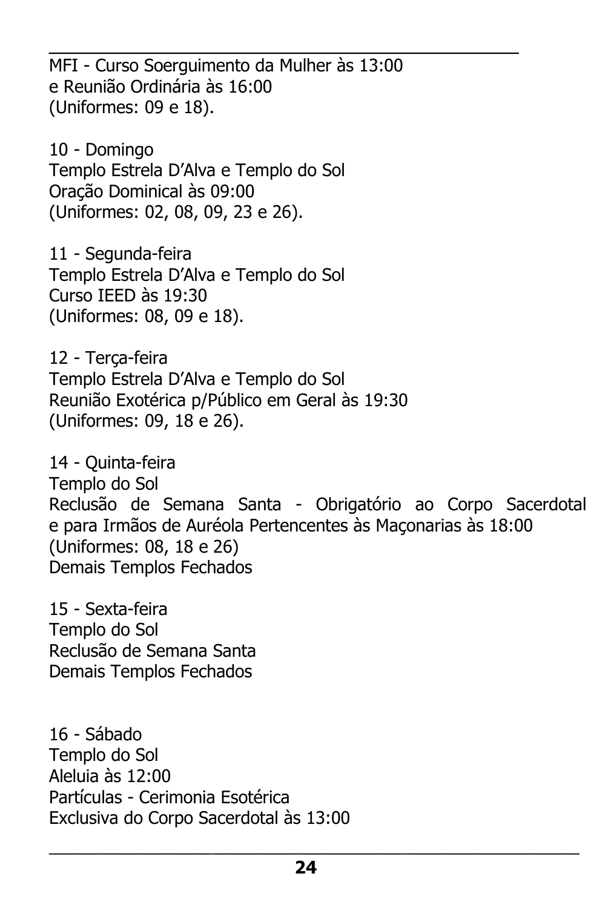MFI - Curso Soerguimento da Mulher às 13:00
e Reunião Ordinária às 16:00
(Uniformes: 09 e 18).

10 - Domingo
Templo Estrela D'Alva e Templo do Sol
Oração Dominical às 09:00
(Uniformes: 02, 08, 09, 23 e 26).

11 - Segunda-feira
Templo Estrela D'Alva e Templo do Sol
Curso IEED às 19:30
(Uniformes: 08, 09 e 18).

12 - Terça-feira
Templo Estrela D'Alva e Templo do Sol
Reunião Exotérica p/Público em Geral às 19:30
(Uniformes: 09, 18 e 26).

14 - Quinta-feira
Templo do Sol
Reclusão de Semana Santa - Obrigatório ao Corpo Sacerdotal e para Irmãos de Auréola Pertencentes às Maçonarias às 18:00
(Uniformes: 08, 18 e 26)
Demais Templos Fechados

15 - Sexta-feira
Templo do Sol
Reclusão de Semana Santa
Demais Templos Fechados

16 - Sábado
Templo do Sol
Aleluia às 12:00
Partículas - Cerimonia Esotérica
Exclusiva do Corpo Sacerdotal às 13:00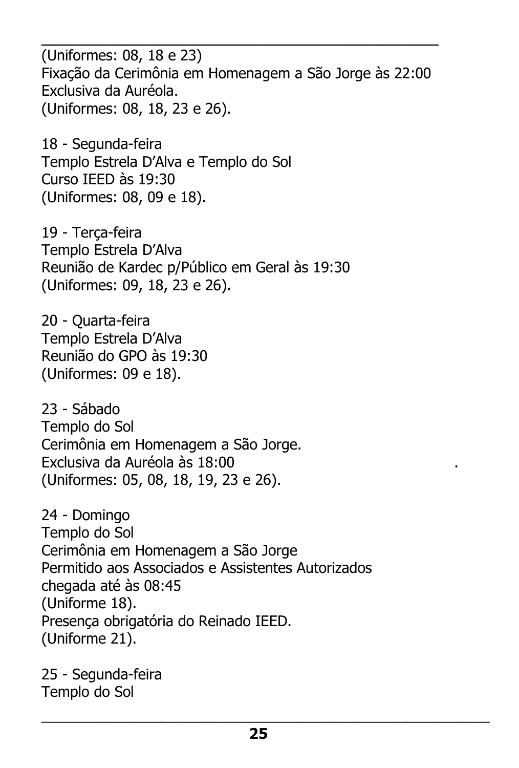(Uniformes: 08, 18 e 23)
Fixação da Cerimônia em Homenagem a São Jorge às 22:00
Exclusiva da Auréola.
(Uniformes: 08, 18, 23 e 26).

18 - Segunda-feira
Templo Estrela D'Alva e Templo do Sol
Curso IEED às 19:30
(Uniformes: 08, 09 e 18).

19 - Terça-feira
Templo Estrela D'Alva
Reunião de Kardec p/Público em Geral às 19:30
(Uniformes: 09, 18, 23 e 26).

20 - Quarta-feira
Templo Estrela D'Alva
Reunião do GPO às 19:30
(Uniformes: 09 e 18).

23 - Sábado
Templo do Sol
Cerimônia em Homenagem a São Jorge.
Exclusiva da Auréola às 18:00 .
(Uniformes: 05, 08, 18, 19, 23 e 26).

24 - Domingo
Templo do Sol
Cerimônia em Homenagem a São Jorge
Permitido aos Associados e Assistentes Autorizados
chegada até às 08:45
(Uniforme 18).
Presença obrigatória do Reinado IEED.
(Uniforme 21).

25 - Segunda-feira
Templo do Sol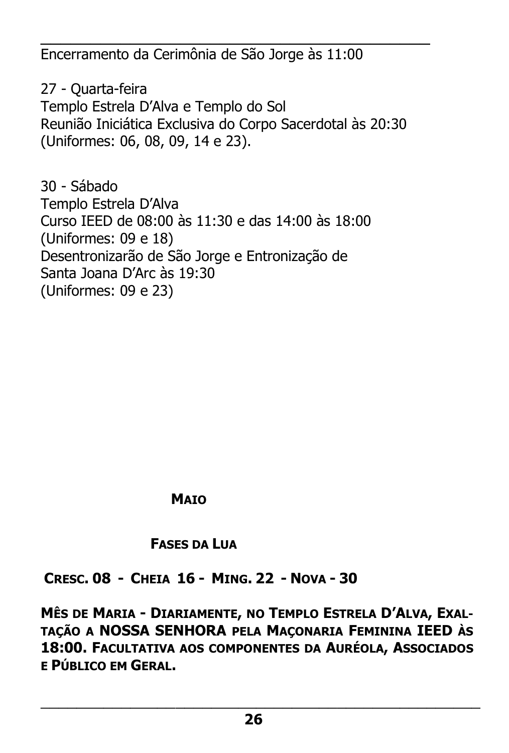Encerramento da Cerimônia de São Jorge às 11:00

27 - Quarta-feira
Templo Estrela D'Alva e Templo do Sol
Reunião Iniciática Exclusiva do Corpo Sacerdotal às 20:30
(Uniformes: 06, 08, 09, 14 e 23).

30 - Sábado
Templo Estrela D'Alva
Curso IEED de 08:00 às 11:30 e das 14:00 às 18:00
(Uniformes: 09 e 18)
Desentronizarão de São Jorge e Entronização de
Santa Joana D'Arc às 19:30
(Uniformes: 09 e 23)

## **MAIO**

### **FASES DA LUA**

**CRESC. 08 - CHEIA 16 - MING. 22 - NOVA - 30**

**MÊS DE MARIA - DIARIAMENTE, NO TEMPLO ESTRELA D'ALVA, EXALTAÇÃO A NOSSA SENHORA PELA MAÇONARIA FEMININA IEED ÀS 18:00. FACULTATIVA AOS COMPONENTES DA AURÉOLA, ASSOCIADOS E PÚBLICO EM GERAL.**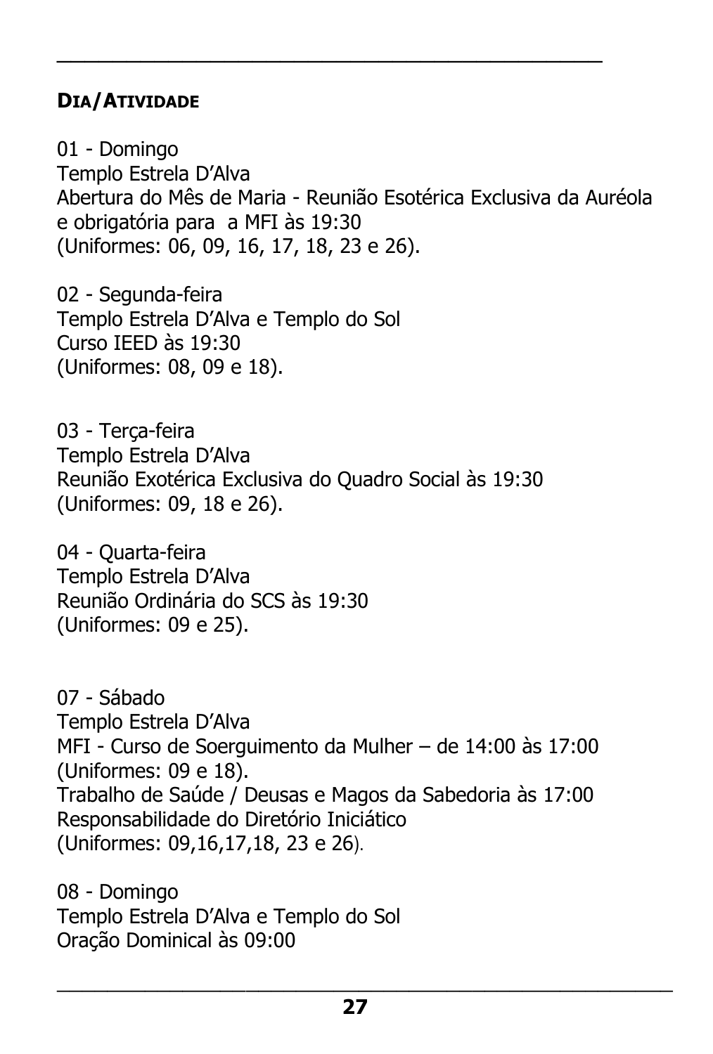**DIA/ATIVIDADE**

01 - Domingo
Templo Estrela D'Alva
Abertura do Mês de Maria - Reunião Esotérica Exclusiva da Auréola e obrigatória para a MFI às 19:30
(Uniformes: 06, 09, 16, 17, 18, 23 e 26).

02 - Segunda-feira
Templo Estrela D'Alva e Templo do Sol
Curso IEED às 19:30
(Uniformes: 08, 09 e 18).

03 - Terça-feira
Templo Estrela D'Alva
Reunião Exotérica Exclusiva do Quadro Social às 19:30
(Uniformes: 09, 18 e 26).

04 - Quarta-feira
Templo Estrela D'Alva
Reunião Ordinária do SCS às 19:30
(Uniformes: 09 e 25).

07 - Sábado
Templo Estrela D'Alva
MFI - Curso de Soerguimento da Mulher – de 14:00 às 17:00
(Uniformes: 09 e 18).
Trabalho de Saúde / Deusas e Magos da Sabedoria às 17:00
Responsabilidade do Diretório Iniciático
(Uniformes: 09,16,17,18, 23 e 26).

08 - Domingo
Templo Estrela D'Alva e Templo do Sol
Oração Dominical às 09:00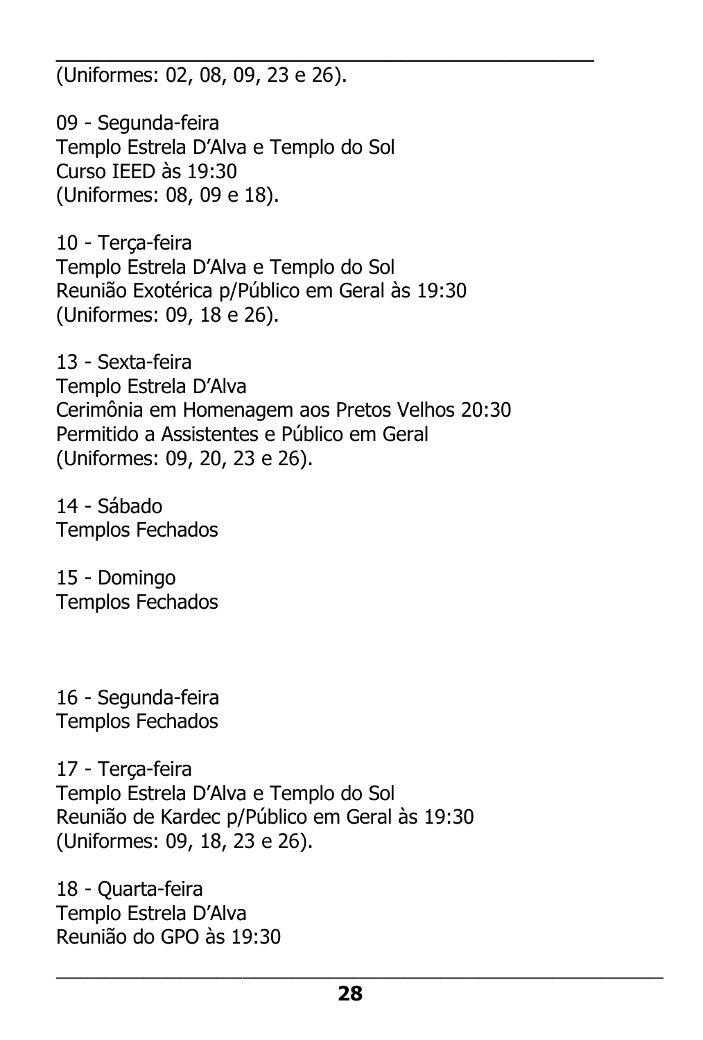(Uniformes: 02, 08, 09, 23 e 26).

09 - Segunda-feira
Templo Estrela D'Alva e Templo do Sol
Curso IEED às 19:30
(Uniformes: 08, 09 e 18).

10 - Terça-feira
Templo Estrela D'Alva e Templo do Sol
Reunião Exotérica p/Público em Geral às 19:30
(Uniformes: 09, 18 e 26).

13 - Sexta-feira
Templo Estrela D'Alva
Cerimônia em Homenagem aos Pretos Velhos 20:30
Permitido a Assistentes e Público em Geral
(Uniformes: 09, 20, 23 e 26).

14 - Sábado
Templos Fechados

15 - Domingo
Templos Fechados

16 - Segunda-feira
Templos Fechados

17 - Terça-feira
Templo Estrela D'Alva e Templo do Sol
Reunião de Kardec p/Público em Geral às 19:30
(Uniformes: 09, 18, 23 e 26).

18 - Quarta-feira
Templo Estrela D'Alva
Reunião do GPO às 19:30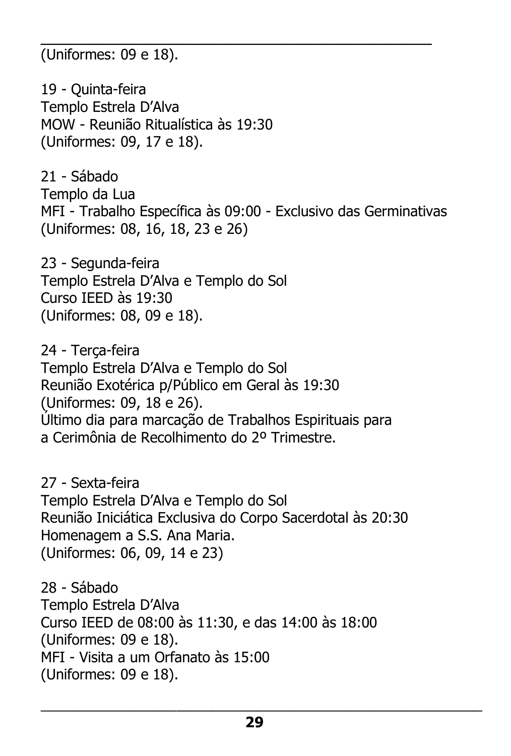(Uniformes: 09 e 18).

19 - Quinta-feira
Templo Estrela D'Alva
MOW - Reunião Ritualística às 19:30
(Uniformes: 09, 17 e 18).

21 - Sábado
Templo da Lua
MFI - Trabalho Específica às 09:00 - Exclusivo das Germinativas
(Uniformes: 08, 16, 18, 23 e 26)

23 - Segunda-feira
Templo Estrela D'Alva e Templo do Sol
Curso IEED às 19:30
(Uniformes: 08, 09 e 18).

24 - Terça-feira
Templo Estrela D'Alva e Templo do Sol
Reunião Exotérica p/Público em Geral às 19:30
(Uniformes: 09, 18 e 26).
Último dia para marcação de Trabalhos Espirituais para
a Cerimônia de Recolhimento do 2º Trimestre.

27 - Sexta-feira
Templo Estrela D'Alva e Templo do Sol
Reunião Iniciática Exclusiva do Corpo Sacerdotal às 20:30
Homenagem a S.S. Ana Maria.
(Uniformes: 06, 09, 14 e 23)

28 - Sábado
Templo Estrela D'Alva
Curso IEED de 08:00 às 11:30, e das 14:00 às 18:00
(Uniformes: 09 e 18).
MFI - Visita a um Orfanato às 15:00
(Uniformes: 09 e 18).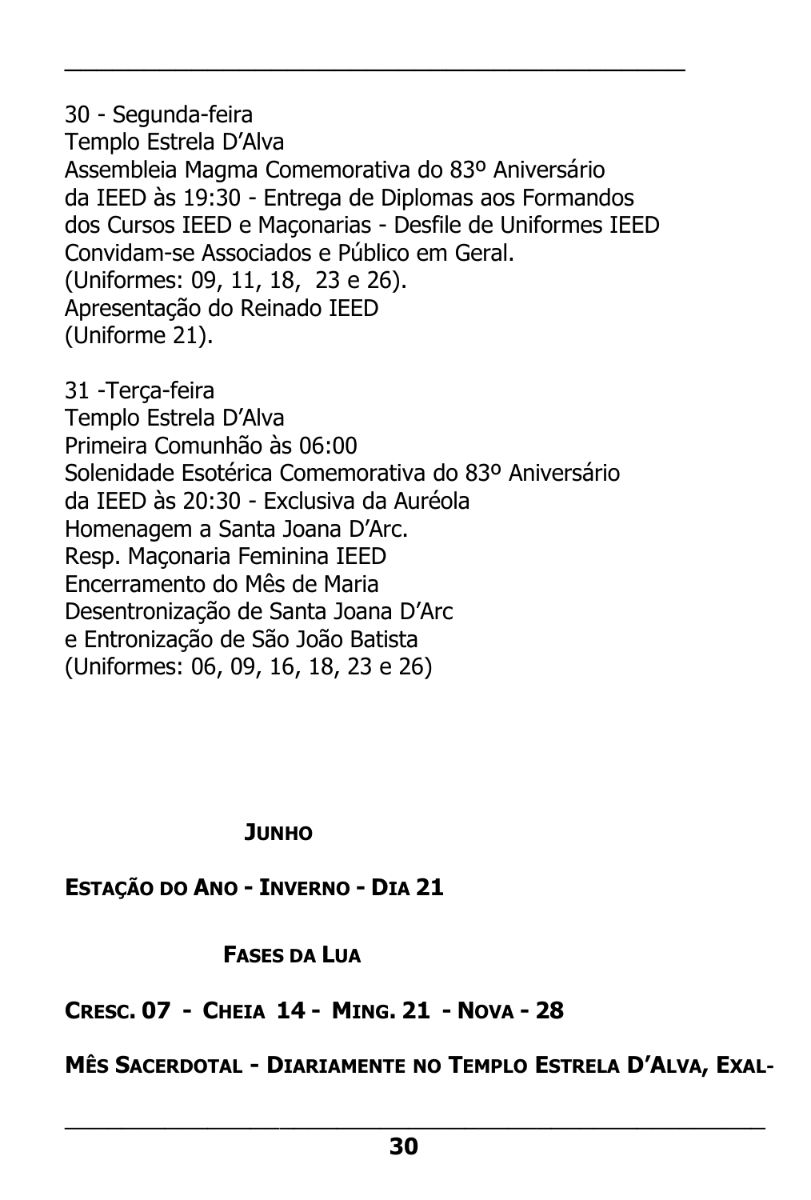30 - Segunda-feira
Templo Estrela D'Alva
Assembleia Magma Comemorativa do 83º Aniversário da IEED às 19:30 - Entrega de Diplomas aos Formandos dos Cursos IEED e Maçonarias - Desfile de Uniformes IEED
Convidam-se Associados e Público em Geral.
(Uniformes: 09, 11, 18, 23 e 26).
Apresentação do Reinado IEED
(Uniforme 21).

31 -Terça-feira
Templo Estrela D'Alva
Primeira Comunhão às 06:00
Solenidade Esotérica Comemorativa do 83º Aniversário da IEED às 20:30 - Exclusiva da Auréola
Homenagem a Santa Joana D'Arc.
Resp. Maçonaria Feminina IEED
Encerramento do Mês de Maria
Desentronização de Santa Joana D'Arc
e Entronização de São João Batista
(Uniformes: 06, 09, 16, 18, 23 e 26)

## JUNHO

**ESTAÇÃO DO ANO - INVERNO - DIA 21**

### FASES DA LUA

**CRESC. 07 - CHEIA 14 - MING. 21 - NOVA - 28**

**MÊS SACERDOTAL - DIARIAMENTE NO TEMPLO ESTRELA D'ALVA, EXAL-**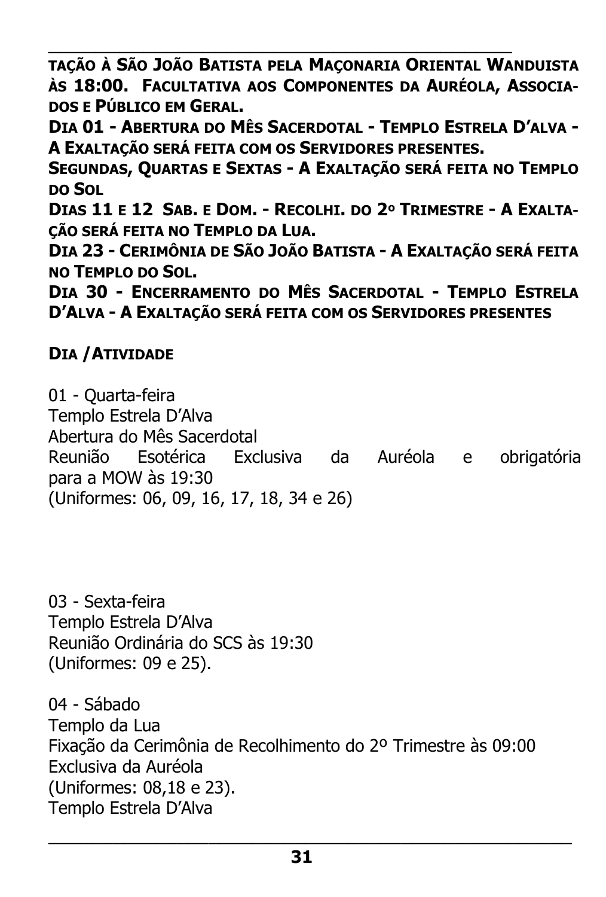**TAÇÃO À SÃO JOÃO BATISTA PELA MAÇONARIA ORIENTAL WANDUISTA ÀS 18:00. FACULTATIVA AOS COMPONENTES DA AURÉOLA, ASSOCIADOS E PÚBLICO EM GERAL.**

**DIA 01 - ABERTURA DO MÊS SACERDOTAL - TEMPLO ESTRELA D'ALVA - A EXALTAÇÃO SERÁ FEITA COM OS SERVIDORES PRESENTES.**

**SEGUNDAS, QUARTAS E SEXTAS - A EXALTAÇÃO SERÁ FEITA NO TEMPLO DO SOL**

**DIAS 11 E 12 SAB. E DOM. - RECOLHI. DO 2º TRIMESTRE - A EXALTAÇÃO SERÁ FEITA NO TEMPLO DA LUA.**

**DIA 23 - CERIMÔNIA DE SÃO JOÃO BATISTA - A EXALTAÇÃO SERÁ FEITA NO TEMPLO DO SOL.**

**DIA 30 - ENCERRAMENTO DO MÊS SACERDOTAL - TEMPLO ESTRELA D'ALVA - A EXALTAÇÃO SERÁ FEITA COM OS SERVIDORES PRESENTES**

**DIA /ATIVIDADE**

01 - Quarta-feira
Templo Estrela D'Alva
Abertura do Mês Sacerdotal
Reunião Esotérica Exclusiva da Auréola e obrigatória para a MOW às 19:30
(Uniformes: 06, 09, 16, 17, 18, 34 e 26)

03 - Sexta-feira
Templo Estrela D'Alva
Reunião Ordinária do SCS às 19:30
(Uniformes: 09 e 25).

04 - Sábado
Templo da Lua
Fixação da Cerimônia de Recolhimento do 2º Trimestre às 09:00
Exclusiva da Auréola
(Uniformes: 08,18 e 23).
Templo Estrela D'Alva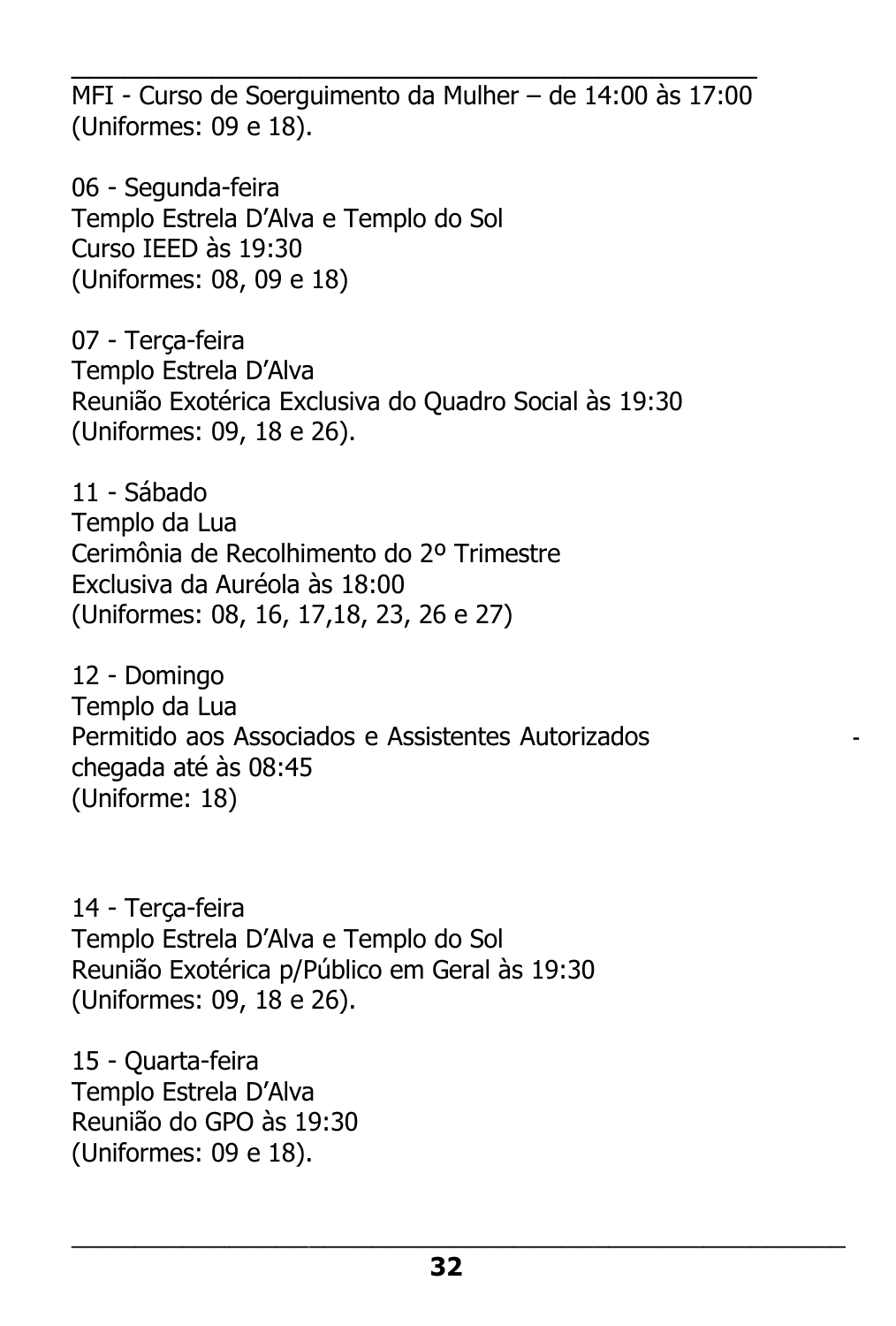MFI - Curso de Soerguimento da Mulher – de 14:00 às 17:00 (Uniformes: 09 e 18).

06 - Segunda-feira
Templo Estrela D'Alva e Templo do Sol
Curso IEED às 19:30
(Uniformes: 08, 09 e 18)

07 - Terça-feira
Templo Estrela D'Alva
Reunião Exotérica Exclusiva do Quadro Social às 19:30
(Uniformes: 09, 18 e 26).

11 - Sábado
Templo da Lua
Cerimônia de Recolhimento do 2º Trimestre
Exclusiva da Auréola às 18:00
(Uniformes: 08, 16, 17,18, 23, 26 e 27)

12 - Domingo
Templo da Lua
Permitido aos Associados e Assistentes Autorizados -
chegada até às 08:45
(Uniforme: 18)

14 - Terça-feira
Templo Estrela D'Alva e Templo do Sol
Reunião Exotérica p/Público em Geral às 19:30
(Uniformes: 09, 18 e 26).

15 - Quarta-feira
Templo Estrela D'Alva
Reunião do GPO às 19:30
(Uniformes: 09 e 18).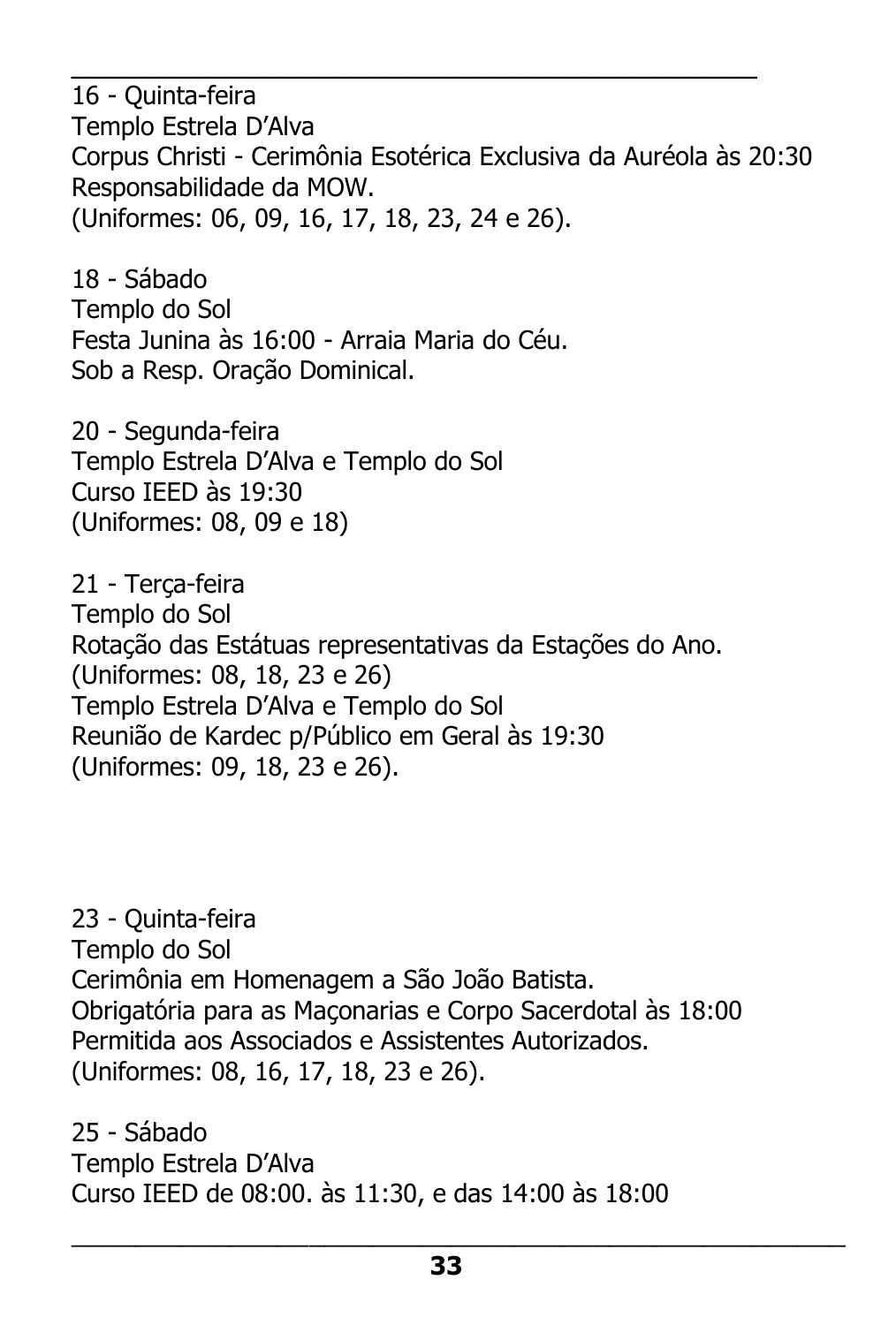16 - Quinta-feira
Templo Estrela D'Alva
Corpus Christi - Cerimônia Esotérica Exclusiva da Auréola às 20:30
Responsabilidade da MOW.
(Uniformes: 06, 09, 16, 17, 18, 23, 24 e 26).

18 - Sábado
Templo do Sol
Festa Junina às 16:00 - Arraia Maria do Céu.
Sob a Resp. Oração Dominical.

20 - Segunda-feira
Templo Estrela D'Alva e Templo do Sol
Curso IEED às 19:30
(Uniformes: 08, 09 e 18)

21 - Terça-feira
Templo do Sol
Rotação das Estátuas representativas da Estações do Ano.
(Uniformes: 08, 18, 23 e 26)
Templo Estrela D'Alva e Templo do Sol
Reunião de Kardec p/Público em Geral às 19:30
(Uniformes: 09, 18, 23 e 26).

23 - Quinta-feira
Templo do Sol
Cerimônia em Homenagem a São João Batista.
Obrigatória para as Maçonarias e Corpo Sacerdotal às 18:00
Permitida aos Associados e Assistentes Autorizados.
(Uniformes: 08, 16, 17, 18, 23 e 26).

25 - Sábado
Templo Estrela D'Alva
Curso IEED de 08:00. às 11:30, e das 14:00 às 18:00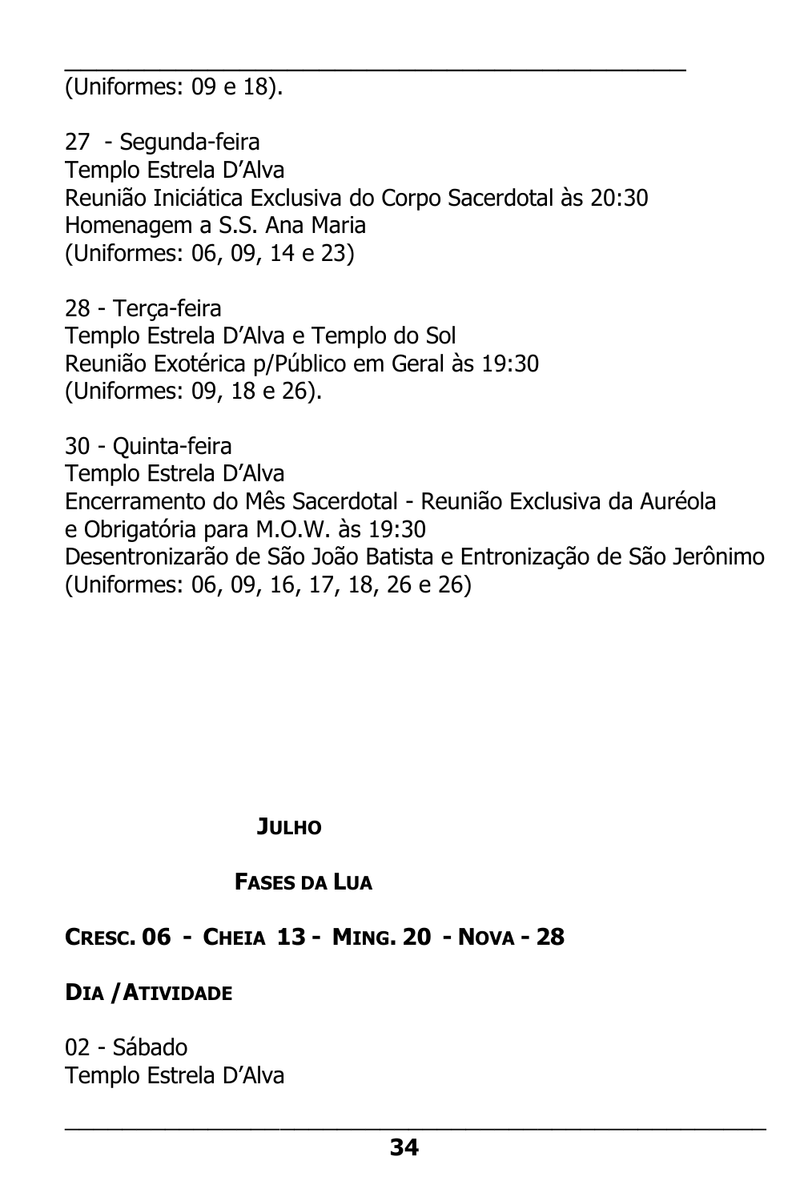(Uniformes: 09 e 18).

27 - Segunda-feira
Templo Estrela D'Alva
Reunião Iniciática Exclusiva do Corpo Sacerdotal às 20:30
Homenagem a S.S. Ana Maria
(Uniformes: 06, 09, 14 e 23)

28 - Terça-feira
Templo Estrela D'Alva e Templo do Sol
Reunião Exotérica p/Público em Geral às 19:30
(Uniformes: 09, 18 e 26).

30 - Quinta-feira
Templo Estrela D'Alva
Encerramento do Mês Sacerdotal - Reunião Exclusiva da Auréola e Obrigatória para M.O.W. às 19:30
Desentronizarão de São João Batista e Entronização de São Jerônimo
(Uniformes: 06, 09, 16, 17, 18, 26 e 26)

## JULHO

### FASES DA LUA

**CRESC. 06 - CHEIA 13 - MING. 20 - NOVA - 28**

**DIA /ATIVIDADE**

02 - Sábado
Templo Estrela D'Alva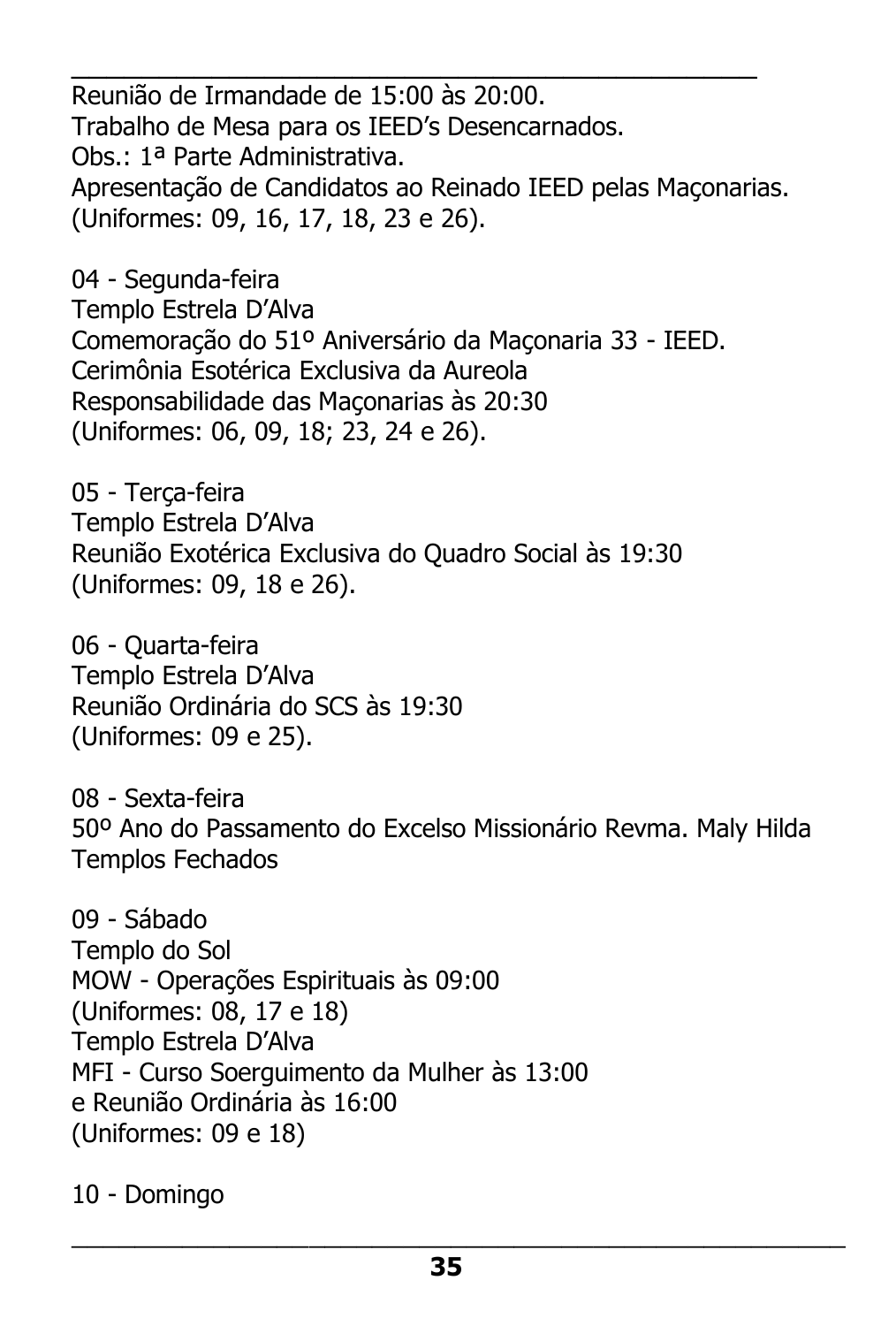Reunião de Irmandade de 15:00 às 20:00.
Trabalho de Mesa para os IEED's Desencarnados.
Obs.: 1ª Parte Administrativa.
Apresentação de Candidatos ao Reinado IEED pelas Maçonarias.
(Uniformes: 09, 16, 17, 18, 23 e 26).

04 - Segunda-feira
Templo Estrela D'Alva
Comemoração do 51º Aniversário da Maçonaria 33 - IEED.
Cerimônia Esotérica Exclusiva da Aureola
Responsabilidade das Maçonarias às 20:30
(Uniformes: 06, 09, 18; 23, 24 e 26).

05 - Terça-feira
Templo Estrela D'Alva
Reunião Exotérica Exclusiva do Quadro Social às 19:30
(Uniformes: 09, 18 e 26).

06 - Quarta-feira
Templo Estrela D'Alva
Reunião Ordinária do SCS às 19:30
(Uniformes: 09 e 25).

08 - Sexta-feira
50º Ano do Passamento do Excelso Missionário Revma. Maly Hilda
Templos Fechados

09 - Sábado
Templo do Sol
MOW - Operações Espirituais às 09:00
(Uniformes: 08, 17 e 18)
Templo Estrela D'Alva
MFI - Curso Soerguimento da Mulher às 13:00
e Reunião Ordinária às 16:00
(Uniformes: 09 e 18)

10 - Domingo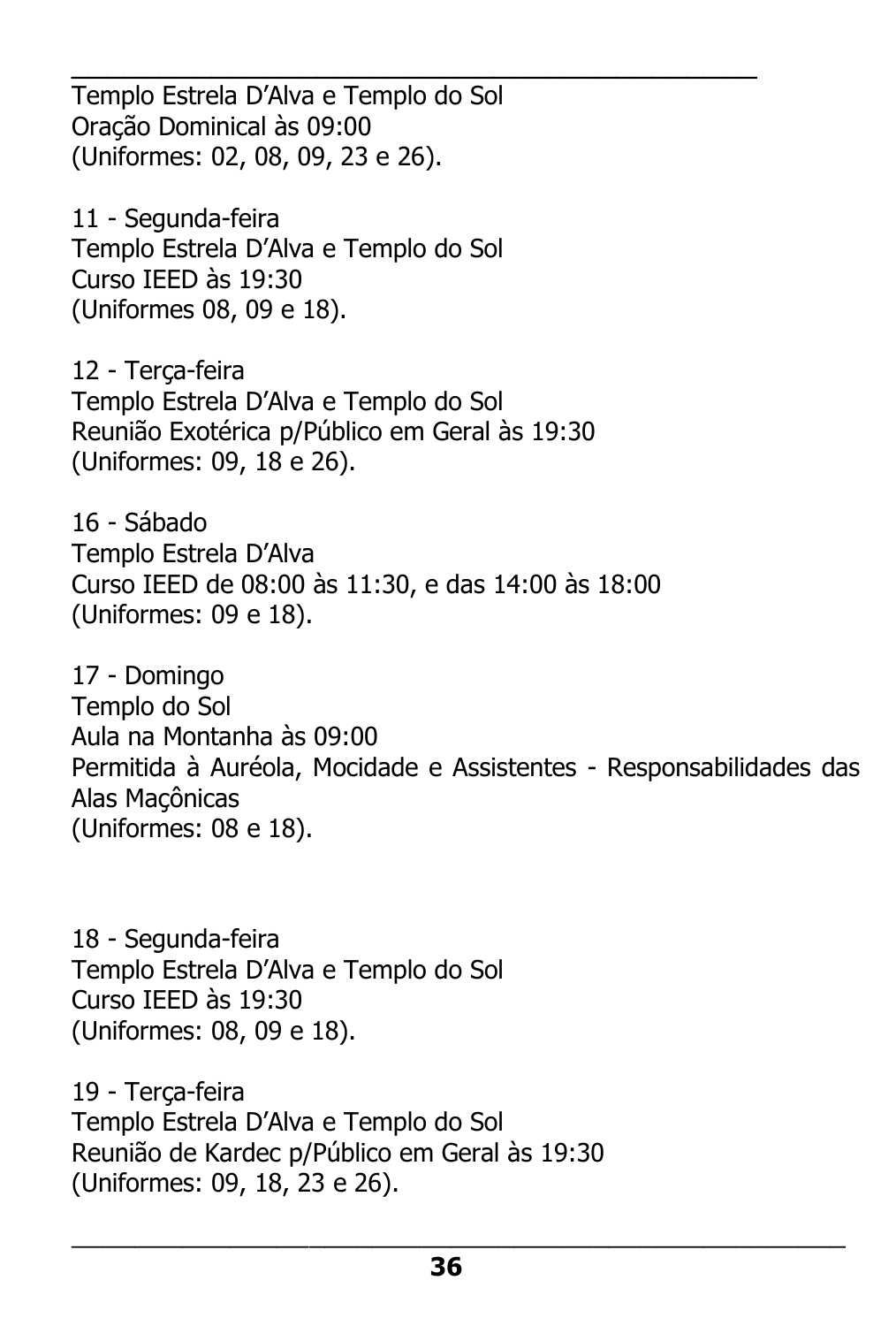Templo Estrela D’Alva e Templo do Sol
Oração Dominical às 09:00
(Uniformes: 02, 08, 09, 23 e 26).

11 - Segunda-feira
Templo Estrela D’Alva e Templo do Sol
Curso IEED às 19:30
(Uniformes 08, 09 e 18).

12 - Terça-feira
Templo Estrela D’Alva e Templo do Sol
Reunião Exotérica p/Público em Geral às 19:30
(Uniformes: 09, 18 e 26).

16 - Sábado
Templo Estrela D’Alva
Curso IEED de 08:00 às 11:30, e das 14:00 às 18:00
(Uniformes: 09 e 18).

17 - Domingo
Templo do Sol
Aula na Montanha às 09:00
Permitida à Auréola, Mocidade e Assistentes - Responsabilidades das Alas Maçônicas
(Uniformes: 08 e 18).

18 - Segunda-feira
Templo Estrela D’Alva e Templo do Sol
Curso IEED às 19:30
(Uniformes: 08, 09 e 18).

19 - Terça-feira
Templo Estrela D’Alva e Templo do Sol
Reunião de Kardec p/Público em Geral às 19:30
(Uniformes: 09, 18, 23 e 26).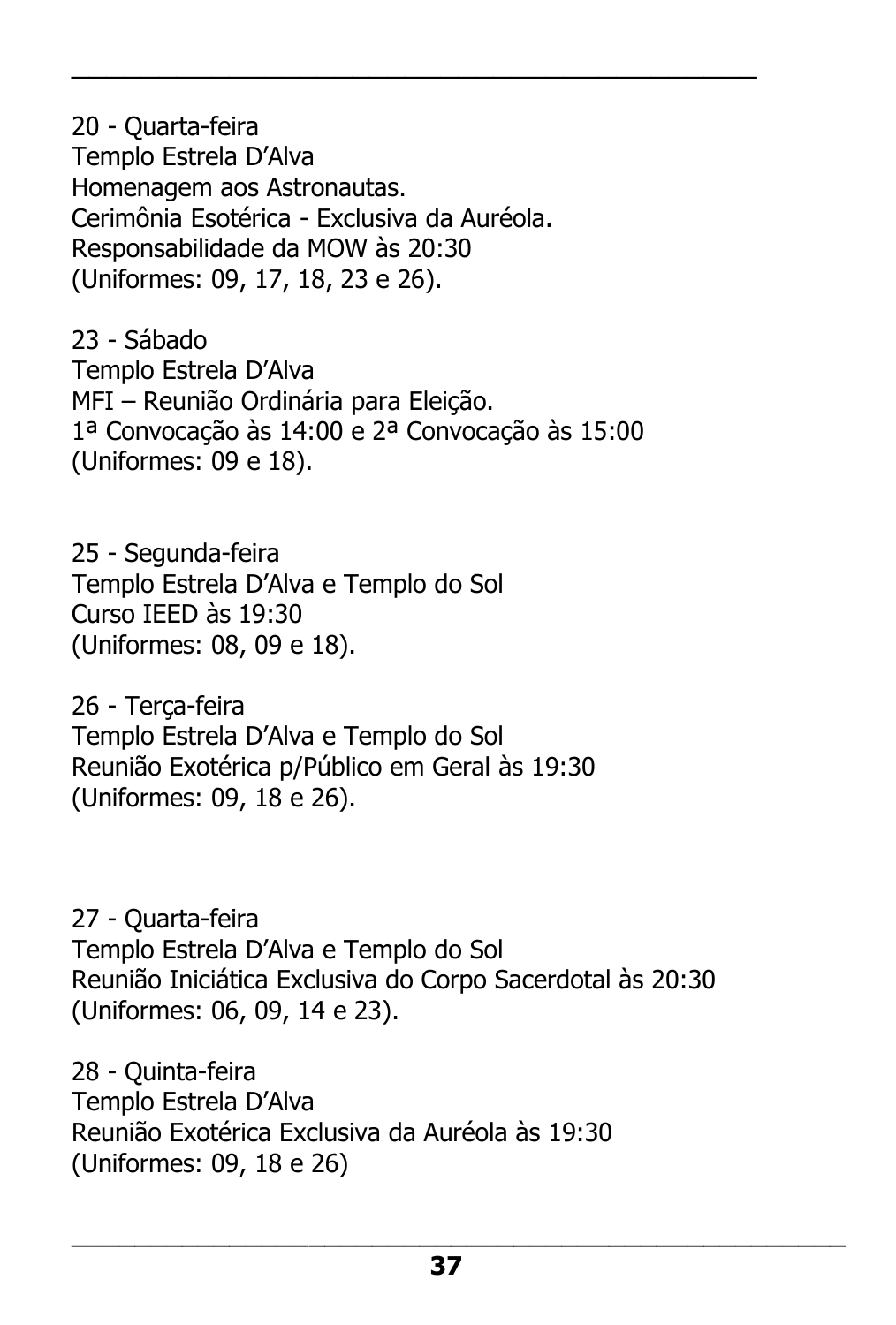20 - Quarta-feira
Templo Estrela D'Alva
Homenagem aos Astronautas.
Cerimônia Esotérica - Exclusiva da Auréola.
Responsabilidade da MOW às 20:30
(Uniformes: 09, 17, 18, 23 e 26).

23 - Sábado
Templo Estrela D'Alva
MFI – Reunião Ordinária para Eleição.
1ª Convocação às 14:00 e 2ª Convocação às 15:00
(Uniformes: 09 e 18).

25 - Segunda-feira
Templo Estrela D'Alva e Templo do Sol
Curso IEED às 19:30
(Uniformes: 08, 09 e 18).

26 - Terça-feira
Templo Estrela D'Alva e Templo do Sol
Reunião Exotérica p/Público em Geral às 19:30
(Uniformes: 09, 18 e 26).

27 - Quarta-feira
Templo Estrela D'Alva e Templo do Sol
Reunião Iniciática Exclusiva do Corpo Sacerdotal às 20:30
(Uniformes: 06, 09, 14 e 23).

28 - Quinta-feira
Templo Estrela D'Alva
Reunião Exotérica Exclusiva da Auréola às 19:30
(Uniformes: 09, 18 e 26)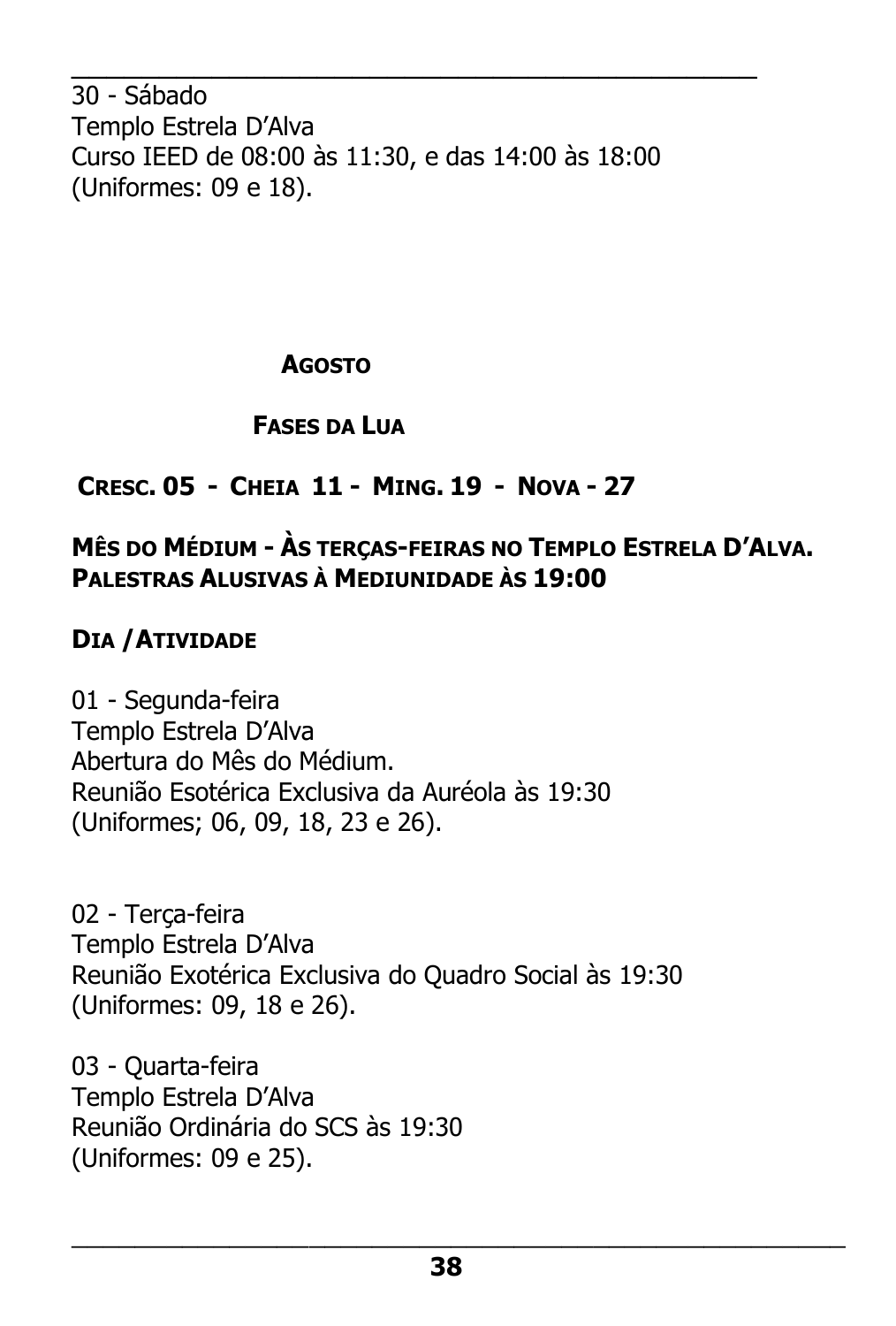30 - Sábado
Templo Estrela D'Alva
Curso IEED de 08:00 às 11:30, e das 14:00 às 18:00
(Uniformes: 09 e 18).

## AGOSTO

### FASES DA LUA

**CRESC. 05 - CHEIA 11 - MING. 19 - NOVA - 27**

**MÊS DO MÉDIUM - ÀS TERÇAS-FEIRAS NO TEMPLO ESTRELA D'ALVA. PALESTRAS ALUSIVAS À MEDIUNIDADE ÀS 19:00**

**DIA / ATIVIDADE**

01 - Segunda-feira
Templo Estrela D'Alva
Abertura do Mês do Médium.
Reunião Esotérica Exclusiva da Auréola às 19:30
(Uniformes; 06, 09, 18, 23 e 26).

02 - Terça-feira
Templo Estrela D'Alva
Reunião Exotérica Exclusiva do Quadro Social às 19:30
(Uniformes: 09, 18 e 26).

03 - Quarta-feira
Templo Estrela D'Alva
Reunião Ordinária do SCS às 19:30
(Uniformes: 09 e 25).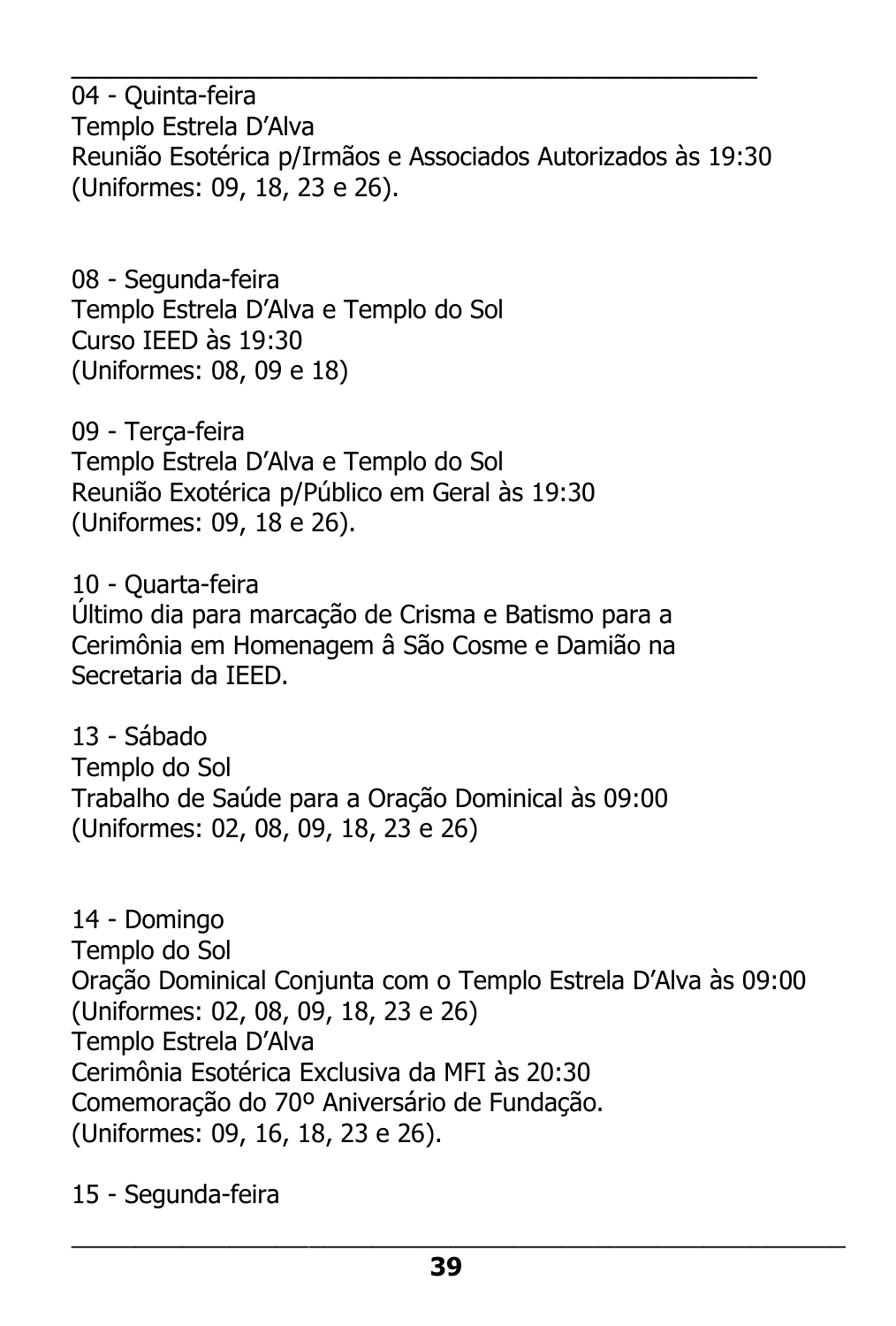04 - Quinta-feira
Templo Estrela D'Alva
Reunião Esotérica p/Irmãos e Associados Autorizados às 19:30
(Uniformes: 09, 18, 23 e 26).

08 - Segunda-feira
Templo Estrela D'Alva e Templo do Sol
Curso IEED às 19:30
(Uniformes: 08, 09 e 18)

09 - Terça-feira
Templo Estrela D'Alva e Templo do Sol
Reunião Exotérica p/Público em Geral às 19:30
(Uniformes: 09, 18 e 26).

10 - Quarta-feira
Último dia para marcação de Crisma e Batismo para a Cerimônia em Homenagem â São Cosme e Damião na Secretaria da IEED.

13 - Sábado
Templo do Sol
Trabalho de Saúde para a Oração Dominical às 09:00
(Uniformes: 02, 08, 09, 18, 23 e 26)

14 - Domingo
Templo do Sol
Oração Dominical Conjunta com o Templo Estrela D'Alva às 09:00
(Uniformes: 02, 08, 09, 18, 23 e 26)
Templo Estrela D'Alva
Cerimônia Esotérica Exclusiva da MFI às 20:30
Comemoração do 70º Aniversário de Fundação.
(Uniformes: 09, 16, 18, 23 e 26).

15 - Segunda-feira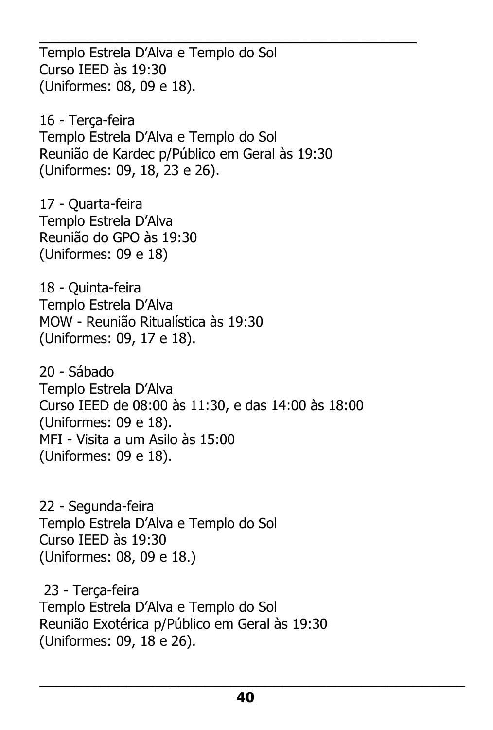Templo Estrela D’Alva e Templo do Sol
Curso IEED às 19:30
(Uniformes: 08, 09 e 18).

16 - Terça-feira
Templo Estrela D’Alva e Templo do Sol
Reunião de Kardec p/Público em Geral às 19:30
(Uniformes: 09, 18, 23 e 26).

17 - Quarta-feira
Templo Estrela D’Alva
Reunião do GPO às 19:30
(Uniformes: 09 e 18)

18 - Quinta-feira
Templo Estrela D’Alva
MOW - Reunião Ritualística às 19:30
(Uniformes: 09, 17 e 18).

20 - Sábado
Templo Estrela D’Alva
Curso IEED de 08:00 às 11:30, e das 14:00 às 18:00
(Uniformes: 09 e 18).
MFI - Visita a um Asilo às 15:00
(Uniformes: 09 e 18).

22 - Segunda-feira
Templo Estrela D’Alva e Templo do Sol
Curso IEED às 19:30
(Uniformes: 08, 09 e 18.)

23 - Terça-feira
Templo Estrela D’Alva e Templo do Sol
Reunião Exotérica p/Público em Geral às 19:30
(Uniformes: 09, 18 e 26).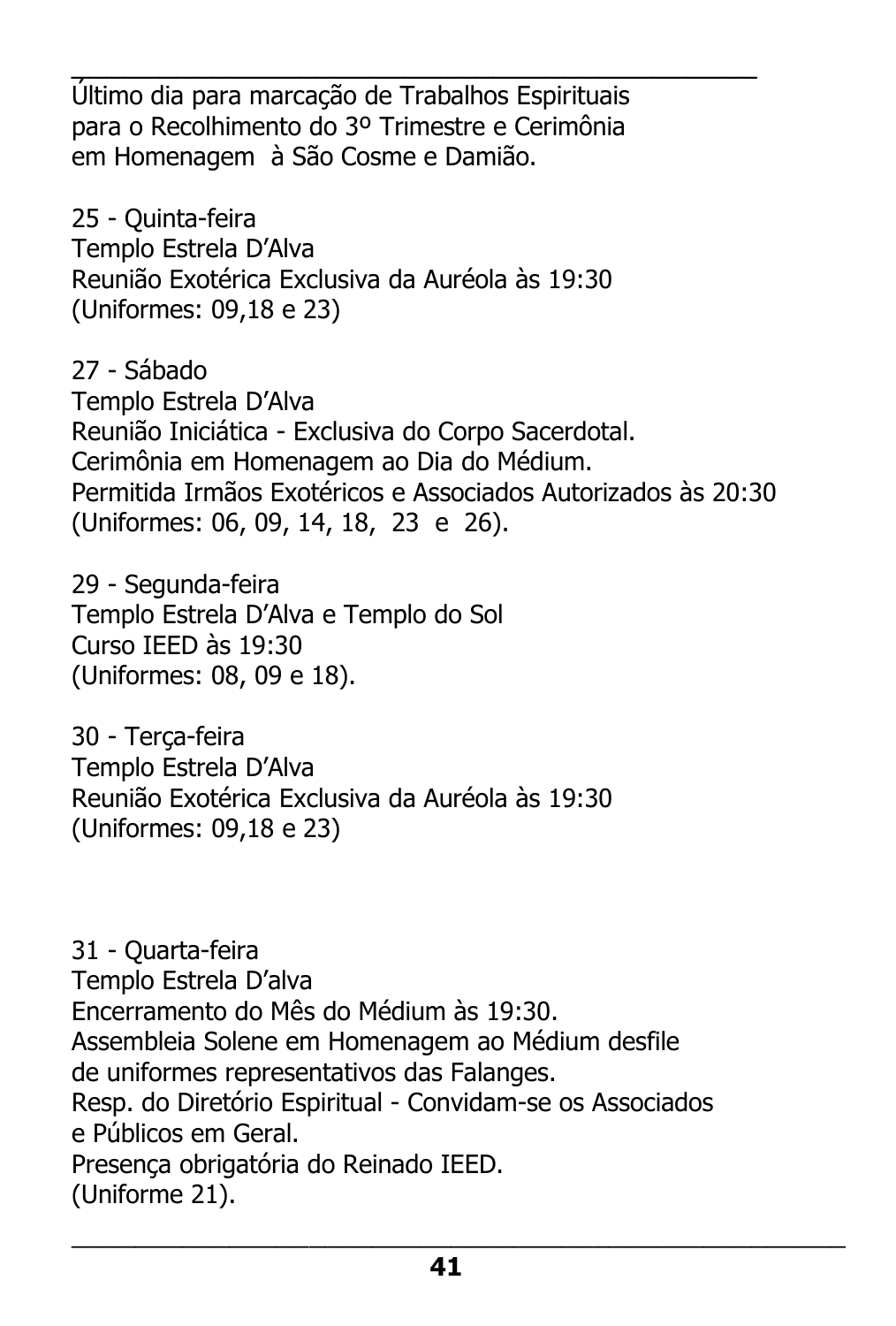Último dia para marcação de Trabalhos Espirituais
para o Recolhimento do 3º Trimestre e Cerimônia
em Homenagem à São Cosme e Damião.

25 - Quinta-feira
Templo Estrela D'Alva
Reunião Exotérica Exclusiva da Auréola às 19:30
(Uniformes: 09,18 e 23)

27 - Sábado
Templo Estrela D'Alva
Reunião Iniciática - Exclusiva do Corpo Sacerdotal.
Cerimônia em Homenagem ao Dia do Médium.
Permitida Irmãos Exotéricos e Associados Autorizados às 20:30
(Uniformes: 06, 09, 14, 18, 23 e 26).

29 - Segunda-feira
Templo Estrela D'Alva e Templo do Sol
Curso IEED às 19:30
(Uniformes: 08, 09 e 18).

30 - Terça-feira
Templo Estrela D'Alva
Reunião Exotérica Exclusiva da Auréola às 19:30
(Uniformes: 09,18 e 23)

31 - Quarta-feira
Templo Estrela D'alva
Encerramento do Mês do Médium às 19:30.
Assembleia Solene em Homenagem ao Médium desfile
de uniformes representativos das Falanges.
Resp. do Diretório Espiritual - Convidam-se os Associados
e Públicos em Geral.
Presença obrigatória do Reinado IEED.
(Uniforme 21).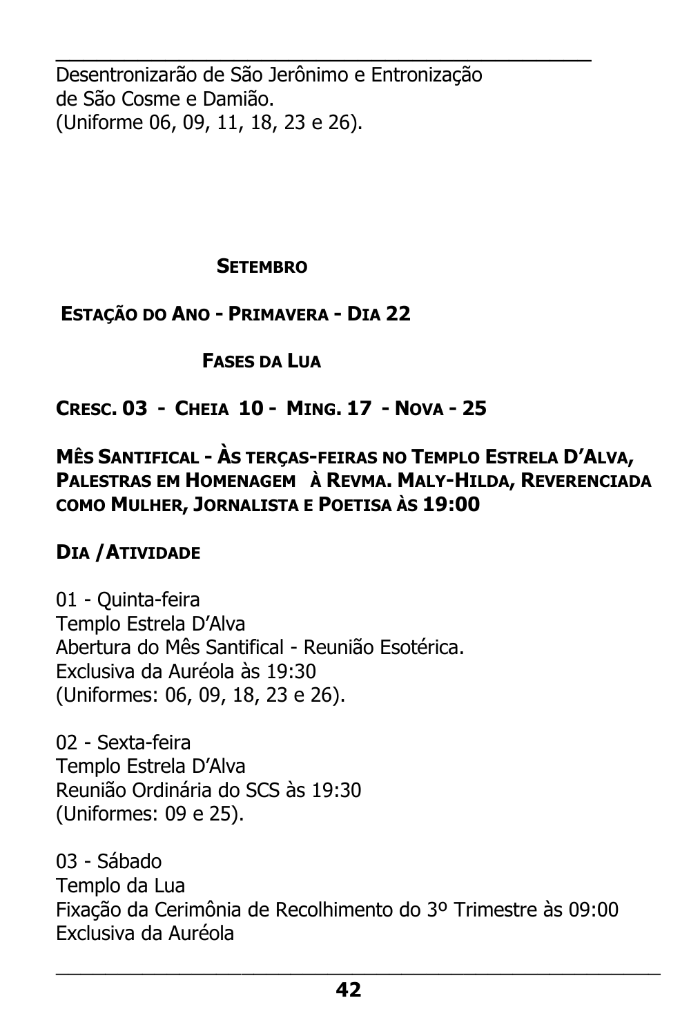Desentronizarão de São Jerônimo e Entronização de São Cosme e Damião.
(Uniforme 06, 09, 11, 18, 23 e 26).

## SETEMBRO

**ESTAÇÃO DO ANO - PRIMAVERA - DIA 22**

**FASES DA LUA**

**CRESC. 03 - CHEIA 10 - MING. 17 - NOVA - 25**

**MÊS SANTIFICAL - ÀS TERÇAS-FEIRAS NO TEMPLO ESTRELA D'ALVA, PALESTRAS EM HOMENAGEM À REVMA. MALY-HILDA, REVERENCIADA COMO MULHER, JORNALISTA E POETISA ÀS 19:00**

**DIA / ATIVIDADE**

01 - Quinta-feira
Templo Estrela D'Alva
Abertura do Mês Santifical - Reunião Esotérica.
Exclusiva da Auréola às 19:30
(Uniformes: 06, 09, 18, 23 e 26).

02 - Sexta-feira
Templo Estrela D'Alva
Reunião Ordinária do SCS às 19:30
(Uniformes: 09 e 25).

03 - Sábado
Templo da Lua
Fixação da Cerimônia de Recolhimento do 3º Trimestre às 09:00
Exclusiva da Auréola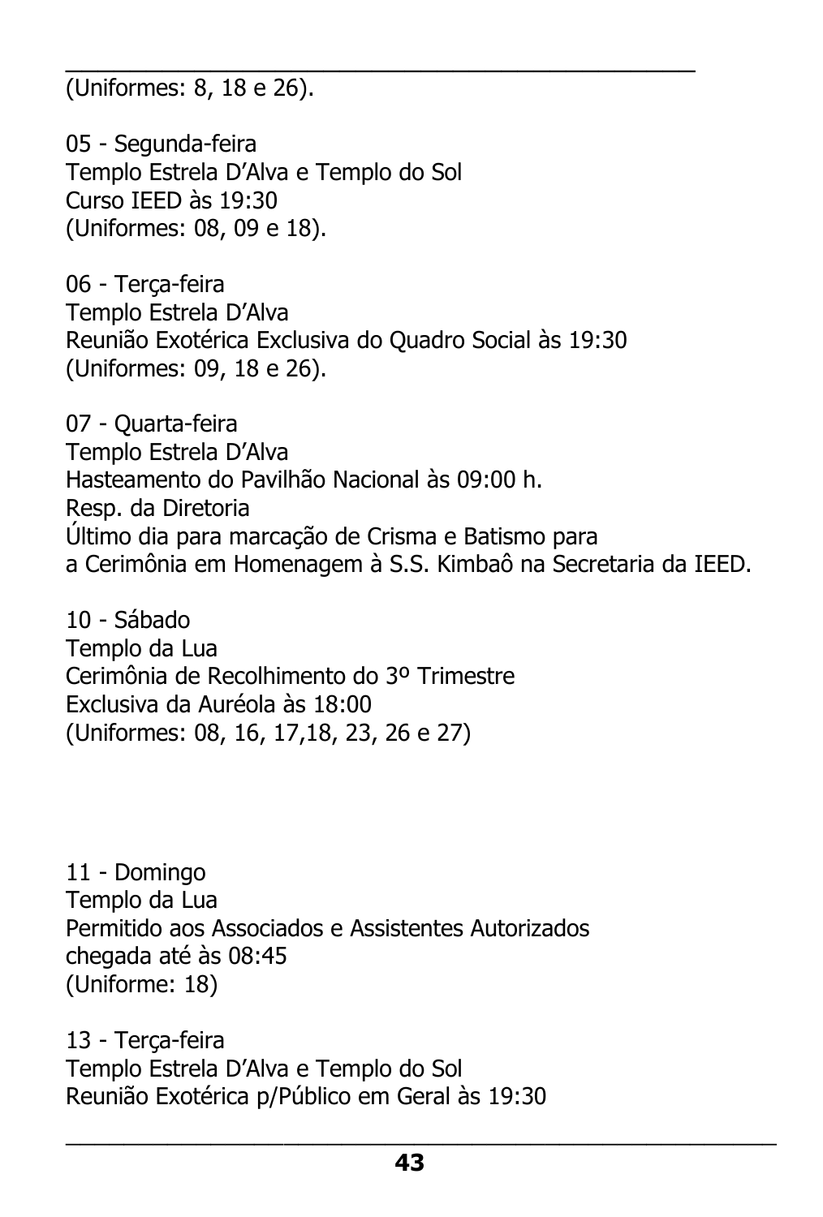(Uniformes: 8, 18 e 26).

05 - Segunda-feira
Templo Estrela D'Alva e Templo do Sol
Curso IEED às 19:30
(Uniformes: 08, 09 e 18).

06 - Terça-feira
Templo Estrela D'Alva
Reunião Exotérica Exclusiva do Quadro Social às 19:30
(Uniformes: 09, 18 e 26).

07 - Quarta-feira
Templo Estrela D'Alva
Hasteamento do Pavilhão Nacional às 09:00 h.
Resp. da Diretoria
Último dia para marcação de Crisma e Batismo para
a Cerimônia em Homenagem à S.S. Kimbaô na Secretaria da IEED.

10 - Sábado
Templo da Lua
Cerimônia de Recolhimento do 3º Trimestre
Exclusiva da Auréola às 18:00
(Uniformes: 08, 16, 17,18, 23, 26 e 27)

11 - Domingo
Templo da Lua
Permitido aos Associados e Assistentes Autorizados
chegada até às 08:45
(Uniforme: 18)

13 - Terça-feira
Templo Estrela D'Alva e Templo do Sol
Reunião Exotérica p/Público em Geral às 19:30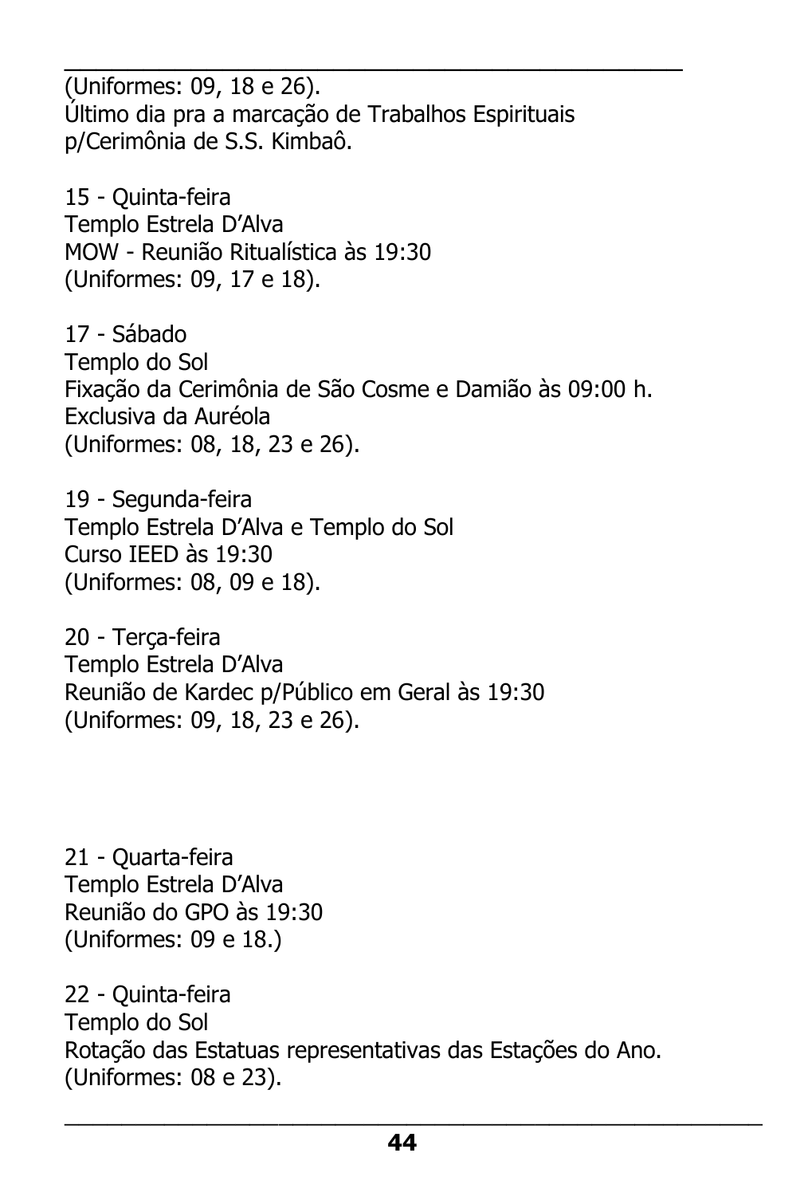(Uniformes: 09, 18 e 26).
Último dia pra a marcação de Trabalhos Espirituais p/Cerimônia de S.S. Kimbaô.

15 - Quinta-feira
Templo Estrela D'Alva
MOW - Reunião Ritualística às 19:30
(Uniformes: 09, 17 e 18).

17 - Sábado
Templo do Sol
Fixação da Cerimônia de São Cosme e Damião às 09:00 h.
Exclusiva da Auréola
(Uniformes: 08, 18, 23 e 26).

19 - Segunda-feira
Templo Estrela D'Alva e Templo do Sol
Curso IEED às 19:30
(Uniformes: 08, 09 e 18).

20 - Terça-feira
Templo Estrela D'Alva
Reunião de Kardec p/Público em Geral às 19:30
(Uniformes: 09, 18, 23 e 26).

21 - Quarta-feira
Templo Estrela D'Alva
Reunião do GPO às 19:30
(Uniformes: 09 e 18.)

22 - Quinta-feira
Templo do Sol
Rotação das Estatuas representativas das Estações do Ano.
(Uniformes: 08 e 23).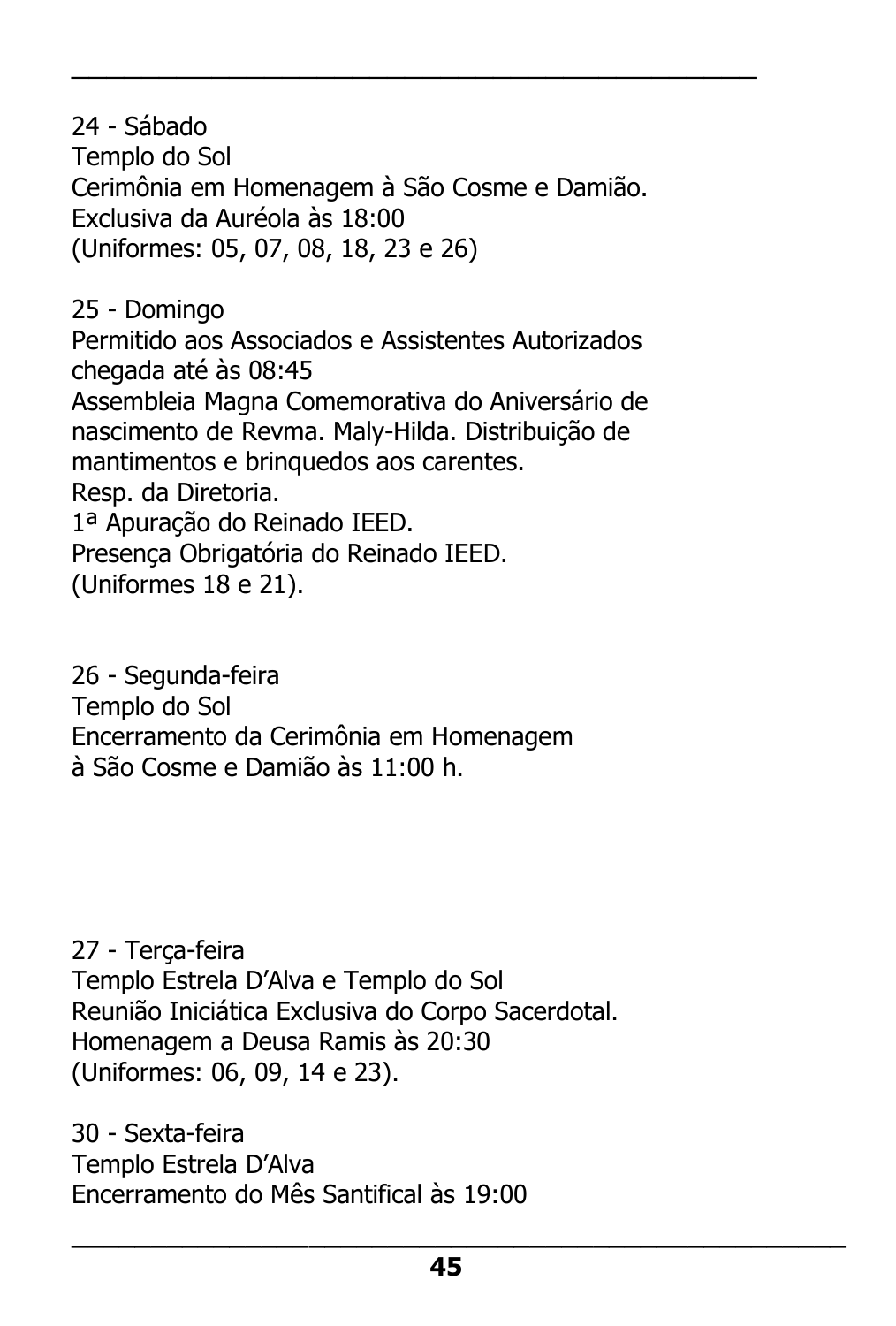24 - Sábado
Templo do Sol
Cerimônia em Homenagem à São Cosme e Damião.
Exclusiva da Auréola às 18:00
(Uniformes: 05, 07, 08, 18, 23 e 26)

25 - Domingo
Permitido aos Associados e Assistentes Autorizados chegada até às 08:45
Assembleia Magna Comemorativa do Aniversário de nascimento de Revma. Maly-Hilda. Distribuição de mantimentos e brinquedos aos carentes.
Resp. da Diretoria.
1ª Apuração do Reinado IEED.
Presença Obrigatória do Reinado IEED.
(Uniformes 18 e 21).

26 - Segunda-feira
Templo do Sol
Encerramento da Cerimônia em Homenagem à São Cosme e Damião às 11:00 h.

27 - Terça-feira
Templo Estrela D'Alva e Templo do Sol
Reunião Iniciática Exclusiva do Corpo Sacerdotal.
Homenagem a Deusa Ramis às 20:30
(Uniformes: 06, 09, 14 e 23).

30 - Sexta-feira
Templo Estrela D'Alva
Encerramento do Mês Santifical às 19:00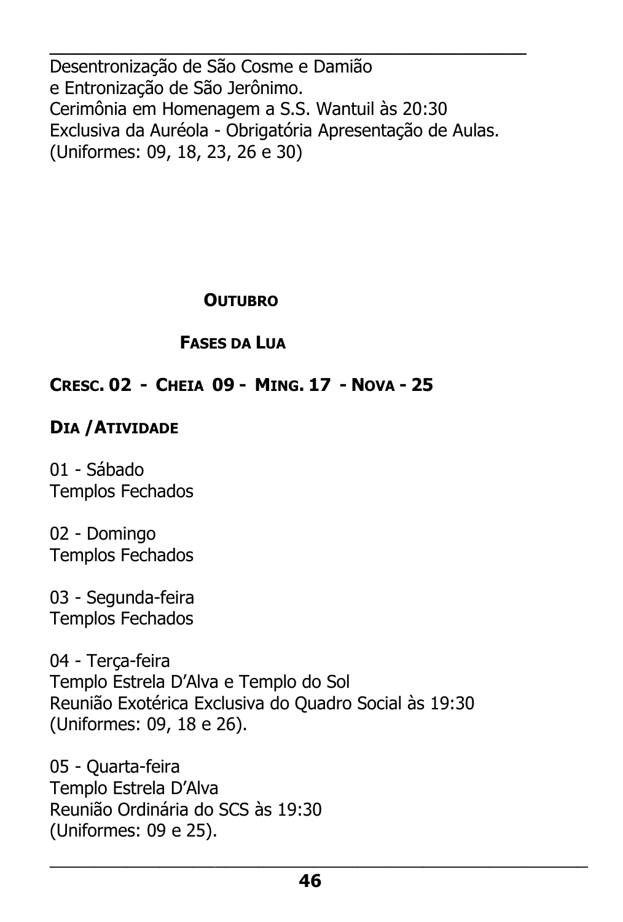Desentronização de São Cosme e Damião
e Entronização de São Jerônimo.
Cerimônia em Homenagem a S.S. Wantuil às 20:30
Exclusiva da Auréola - Obrigatória Apresentação de Aulas.
(Uniformes: 09, 18, 23, 26 e 30)

## OUTUBRO

### FASES DA LUA

**CRESC. 02 - CHEIA 09 - MING. 17 - NOVA - 25**

**DIA / ATIVIDADE**

01 - Sábado
Templos Fechados

02 - Domingo
Templos Fechados

03 - Segunda-feira
Templos Fechados

04 - Terça-feira
Templo Estrela D'Alva e Templo do Sol
Reunião Exotérica Exclusiva do Quadro Social às 19:30
(Uniformes: 09, 18 e 26).

05 - Quarta-feira
Templo Estrela D'Alva
Reunião Ordinária do SCS às 19:30
(Uniformes: 09 e 25).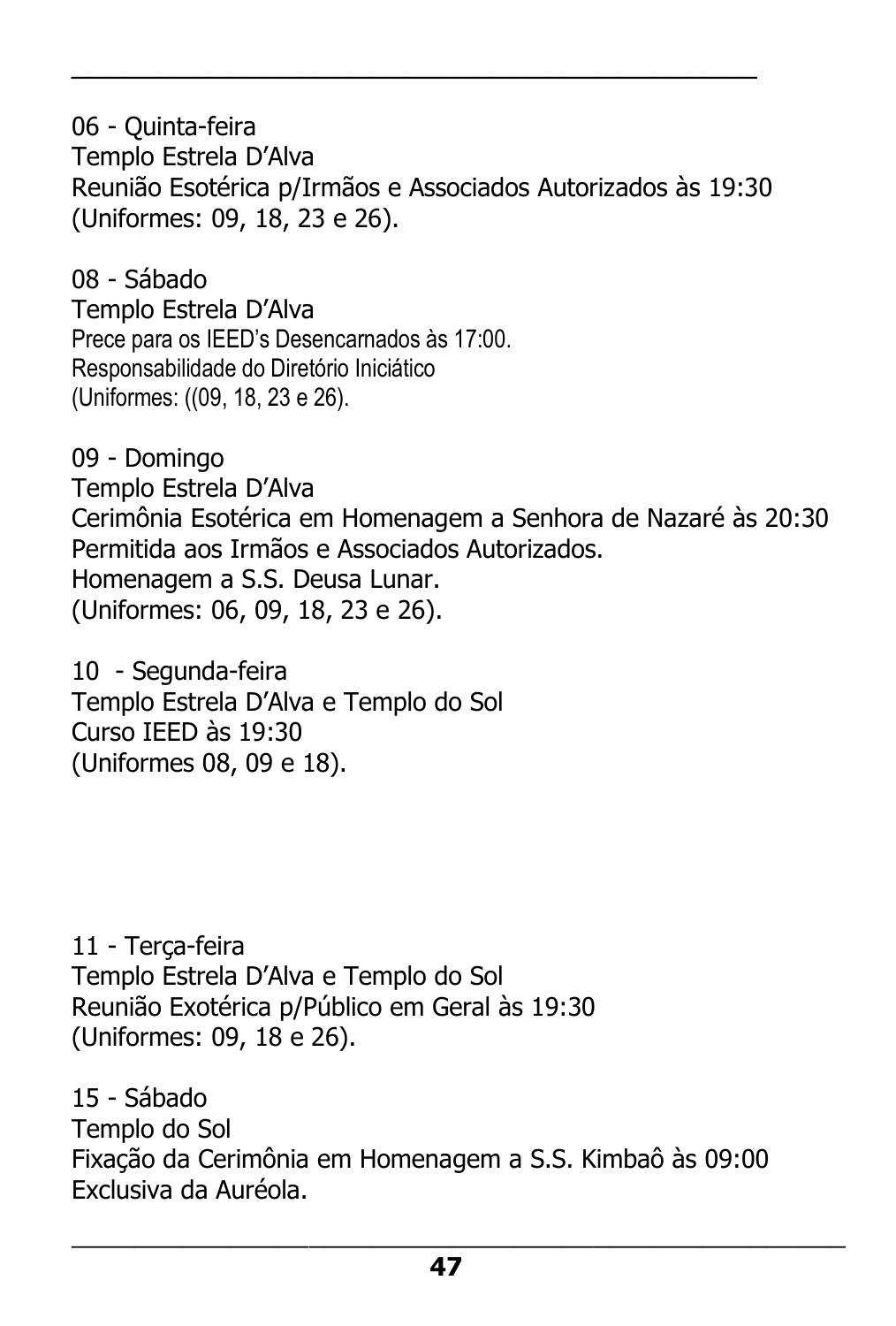06 - Quinta-feira
Templo Estrela D'Alva
Reunião Esotérica p/Irmãos e Associados Autorizados às 19:30
(Uniformes: 09, 18, 23 e 26).

08 - Sábado
Templo Estrela D'Alva
Prece para os IEED's Desencarnados às 17:00.
Responsabilidade do Diretório Iniciático
(Uniformes: ((09, 18, 23 e 26).

09 - Domingo
Templo Estrela D'Alva
Cerimônia Esotérica em Homenagem a Senhora de Nazaré às 20:30
Permitida aos Irmãos e Associados Autorizados.
Homenagem a S.S. Deusa Lunar.
(Uniformes: 06, 09, 18, 23 e 26).

10 - Segunda-feira
Templo Estrela D'Alva e Templo do Sol
Curso IEED às 19:30
(Uniformes 08, 09 e 18).

11 - Terça-feira
Templo Estrela D'Alva e Templo do Sol
Reunião Exotérica p/Público em Geral às 19:30
(Uniformes: 09, 18 e 26).

15 - Sábado
Templo do Sol
Fixação da Cerimônia em Homenagem a S.S. Kimbaô às 09:00
Exclusiva da Auréola.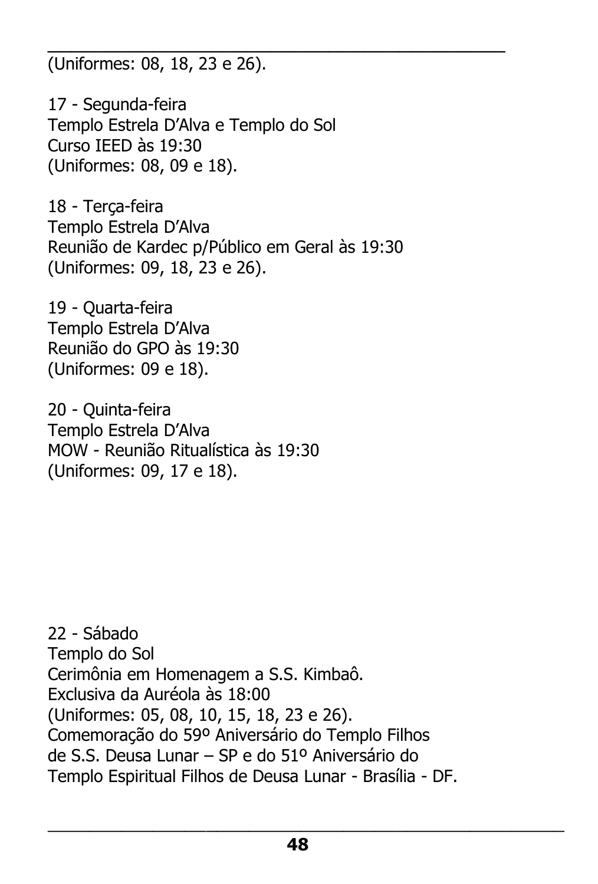(Uniformes: 08, 18, 23 e 26).

17 - Segunda-feira
Templo Estrela D'Alva e Templo do Sol
Curso IEED às 19:30
(Uniformes: 08, 09 e 18).

18 - Terça-feira
Templo Estrela D'Alva
Reunião de Kardec p/Público em Geral às 19:30
(Uniformes: 09, 18, 23 e 26).

19 - Quarta-feira
Templo Estrela D'Alva
Reunião do GPO às 19:30
(Uniformes: 09 e 18).

20 - Quinta-feira
Templo Estrela D'Alva
MOW - Reunião Ritualística às 19:30
(Uniformes: 09, 17 e 18).

22 - Sábado
Templo do Sol
Cerimônia em Homenagem a S.S. Kimbaô.
Exclusiva da Auréola às 18:00
(Uniformes: 05, 08, 10, 15, 18, 23 e 26).
Comemoração do 59º Aniversário do Templo Filhos de S.S. Deusa Lunar – SP e do 51º Aniversário do Templo Espiritual Filhos de Deusa Lunar - Brasília - DF.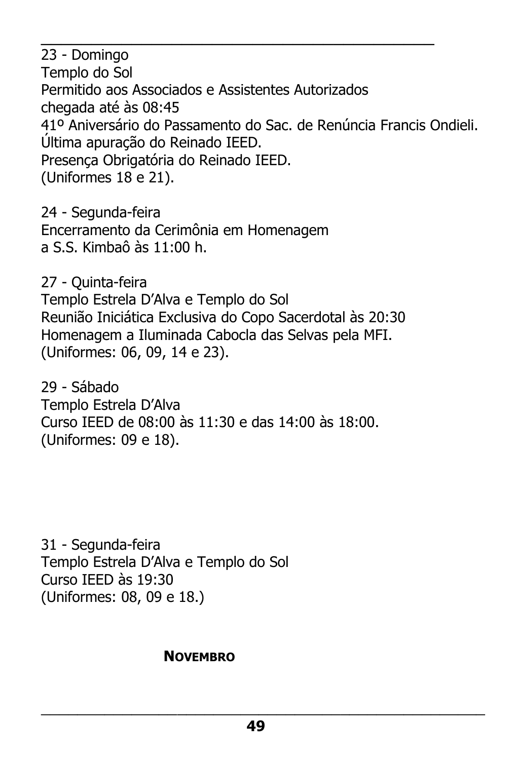23 - Domingo
Templo do Sol
Permitido aos Associados e Assistentes Autorizados
chegada até às 08:45
41º Aniversário do Passamento do Sac. de Renúncia Francis Ondieli.
Última apuração do Reinado IEED.
Presença Obrigatória do Reinado IEED.
(Uniformes 18 e 21).

24 - Segunda-feira
Encerramento da Cerimônia em Homenagem
a S.S. Kimbaô às 11:00 h.

27 - Quinta-feira
Templo Estrela D'Alva e Templo do Sol
Reunião Iniciática Exclusiva do Copo Sacerdotal às 20:30
Homenagem a Iluminada Cabocla das Selvas pela MFI.
(Uniformes: 06, 09, 14 e 23).

29 - Sábado
Templo Estrela D'Alva
Curso IEED de 08:00 às 11:30 e das 14:00 às 18:00.
(Uniformes: 09 e 18).

31 - Segunda-feira
Templo Estrela D'Alva e Templo do Sol
Curso IEED às 19:30
(Uniformes: 08, 09 e 18.)

**NOVEMBRO**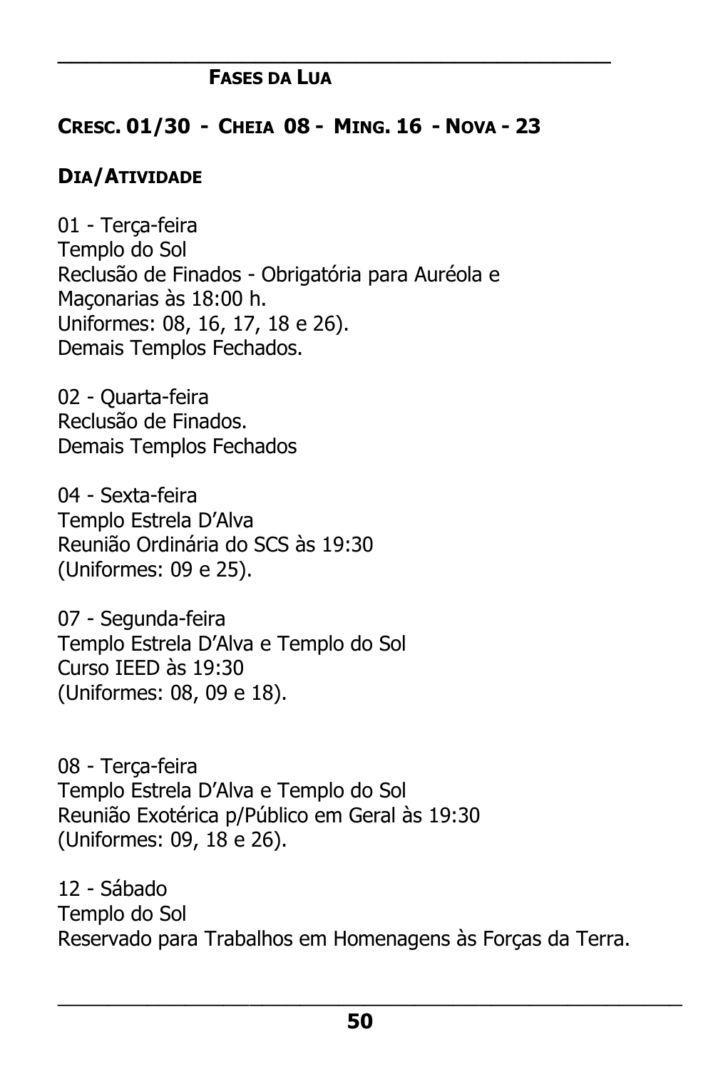## Fases da Lua

**Cresc. 01/30 - Cheia 08 - Ming. 16 - Nova - 23**

**Dia/Atividade**

01 - Terça-feira
Templo do Sol
Reclusão de Finados - Obrigatória para Auréola e Maçonarias às 18:00 h.
Uniformes: 08, 16, 17, 18 e 26).
Demais Templos Fechados.

02 - Quarta-feira
Reclusão de Finados.
Demais Templos Fechados

04 - Sexta-feira
Templo Estrela D'Alva
Reunião Ordinária do SCS às 19:30
(Uniformes: 09 e 25).

07 - Segunda-feira
Templo Estrela D'Alva e Templo do Sol
Curso IEED às 19:30
(Uniformes: 08, 09 e 18).

08 - Terça-feira
Templo Estrela D'Alva e Templo do Sol
Reunião Exotérica p/Público em Geral às 19:30
(Uniformes: 09, 18 e 26).

12 - Sábado
Templo do Sol
Reservado para Trabalhos em Homenagens às Forças da Terra.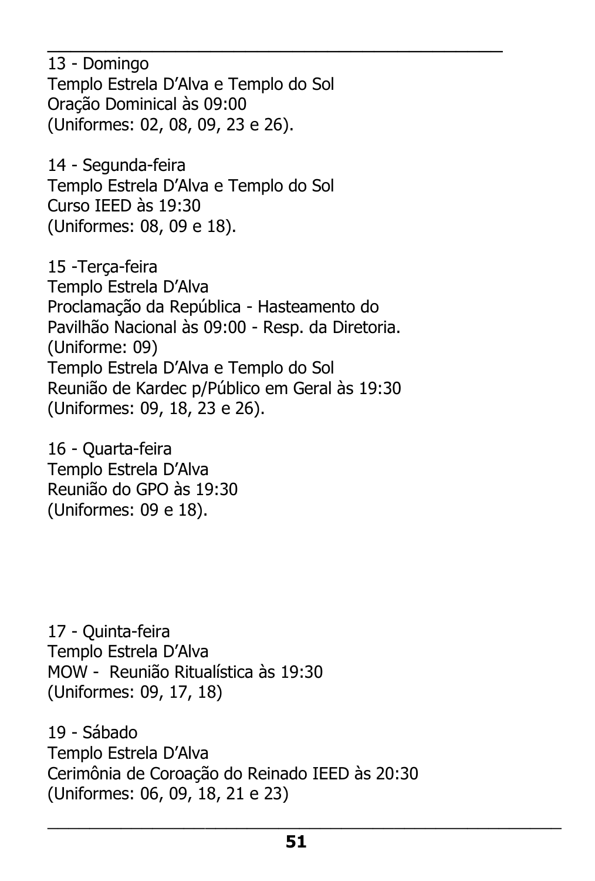13 - Domingo
Templo Estrela D'Alva e Templo do Sol
Oração Dominical às 09:00
(Uniformes: 02, 08, 09, 23 e 26).

14 - Segunda-feira
Templo Estrela D'Alva e Templo do Sol
Curso IEED às 19:30
(Uniformes: 08, 09 e 18).

15 -Terça-feira
Templo Estrela D'Alva
Proclamação da República - Hasteamento do Pavilhão Nacional às 09:00 - Resp. da Diretoria.
(Uniforme: 09)
Templo Estrela D'Alva e Templo do Sol
Reunião de Kardec p/Público em Geral às 19:30
(Uniformes: 09, 18, 23 e 26).

16 - Quarta-feira
Templo Estrela D'Alva
Reunião do GPO às 19:30
(Uniformes: 09 e 18).

17 - Quinta-feira
Templo Estrela D'Alva
MOW - Reunião Ritualística às 19:30
(Uniformes: 09, 17, 18)

19 - Sábado
Templo Estrela D'Alva
Cerimônia de Coroação do Reinado IEED às 20:30
(Uniformes: 06, 09, 18, 21 e 23)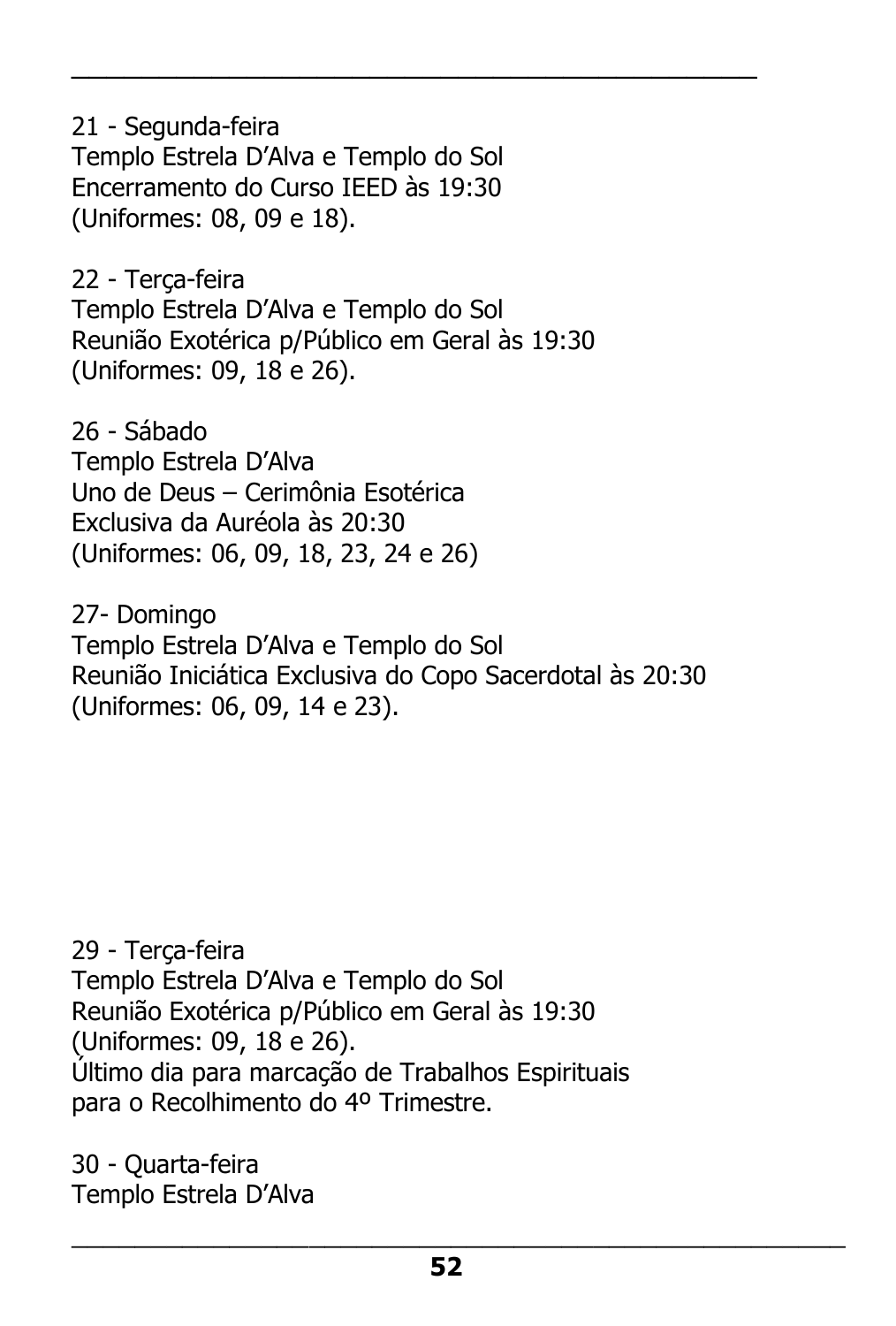21 - Segunda-feira
Templo Estrela D'Alva e Templo do Sol
Encerramento do Curso IEED às 19:30
(Uniformes: 08, 09 e 18).

22 - Terça-feira
Templo Estrela D'Alva e Templo do Sol
Reunião Exotérica p/Público em Geral às 19:30
(Uniformes: 09, 18 e 26).

26 - Sábado
Templo Estrela D'Alva
Uno de Deus – Cerimônia Esotérica
Exclusiva da Auréola às 20:30
(Uniformes: 06, 09, 18, 23, 24 e 26)

27- Domingo
Templo Estrela D'Alva e Templo do Sol
Reunião Iniciática Exclusiva do Copo Sacerdotal às 20:30
(Uniformes: 06, 09, 14 e 23).

29 - Terça-feira
Templo Estrela D'Alva e Templo do Sol
Reunião Exotérica p/Público em Geral às 19:30
(Uniformes: 09, 18 e 26).
Último dia para marcação de Trabalhos Espirituais
para o Recolhimento do 4º Trimestre.

30 - Quarta-feira
Templo Estrela D'Alva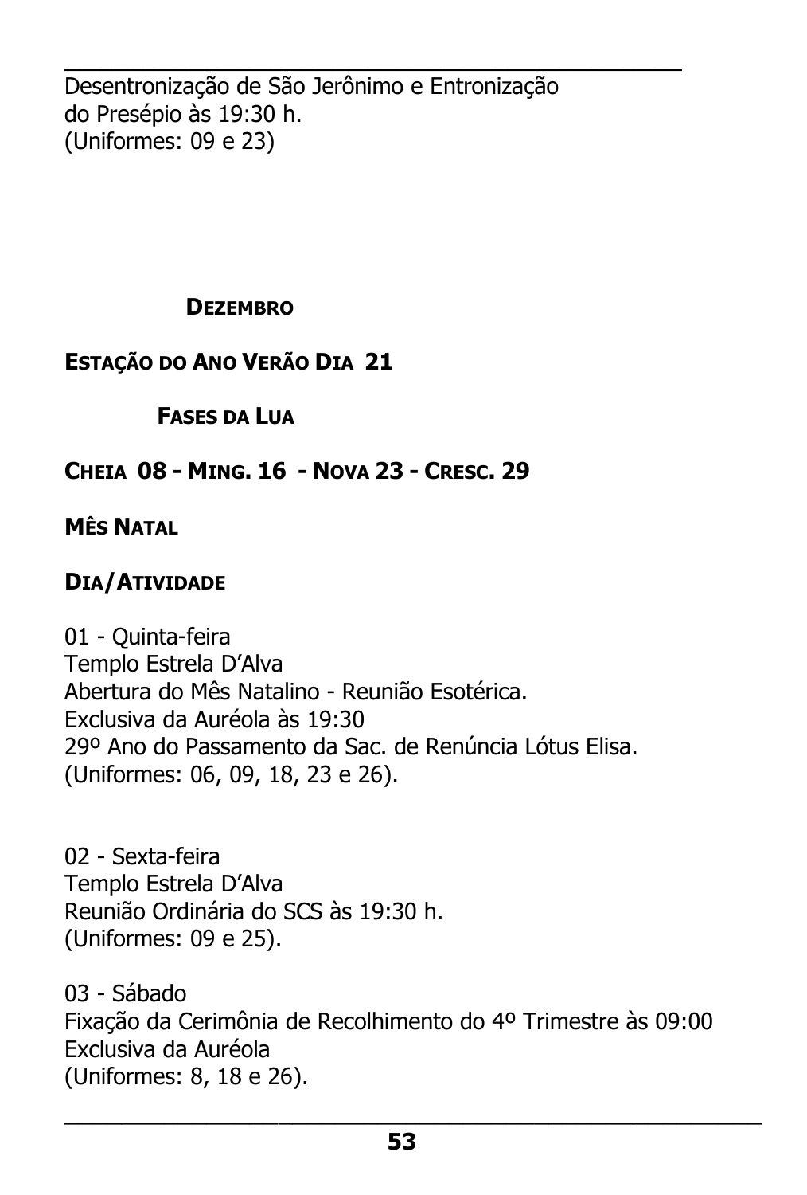Desentronização de São Jerônimo e Entronização do Presépio às 19:30 h.
(Uniformes: 09 e 23)

## Dezembro

**Estação do Ano Verão Dia 21**

**Fases da Lua**

**Cheia 08 - Ming. 16 - Nova 23 - Cresc. 29**

**Mês Natal**

**Dia/Atividade**

01 - Quinta-feira
Templo Estrela D'Alva
Abertura do Mês Natalino - Reunião Esotérica.
Exclusiva da Auréola às 19:30
29º Ano do Passamento da Sac. de Renúncia Lótus Elisa.
(Uniformes: 06, 09, 18, 23 e 26).

02 - Sexta-feira
Templo Estrela D'Alva
Reunião Ordinária do SCS às 19:30 h.
(Uniformes: 09 e 25).

03 - Sábado
Fixação da Cerimônia de Recolhimento do 4º Trimestre às 09:00
Exclusiva da Auréola
(Uniformes: 8, 18 e 26).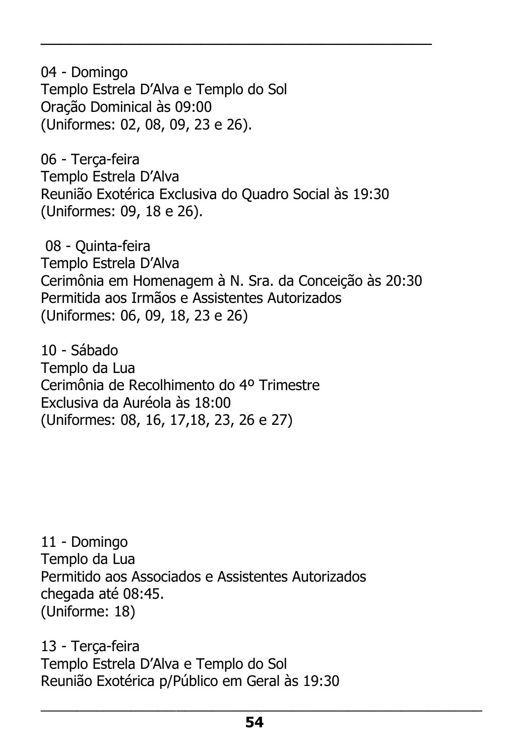04 - Domingo
Templo Estrela D'Alva e Templo do Sol
Oração Dominical às 09:00
(Uniformes: 02, 08, 09, 23 e 26).

06 - Terça-feira
Templo Estrela D'Alva
Reunião Exotérica Exclusiva do Quadro Social às 19:30
(Uniformes: 09, 18 e 26).

08 - Quinta-feira
Templo Estrela D'Alva
Cerimônia em Homenagem à N. Sra. da Conceição às 20:30
Permitida aos Irmãos e Assistentes Autorizados
(Uniformes: 06, 09, 18, 23 e 26)

10 - Sábado
Templo da Lua
Cerimônia de Recolhimento do 4º Trimestre
Exclusiva da Auréola às 18:00
(Uniformes: 08, 16, 17,18, 23, 26 e 27)

11 - Domingo
Templo da Lua
Permitido aos Associados e Assistentes Autorizados
chegada até 08:45.
(Uniforme: 18)

13 - Terça-feira
Templo Estrela D'Alva e Templo do Sol
Reunião Exotérica p/Público em Geral às 19:30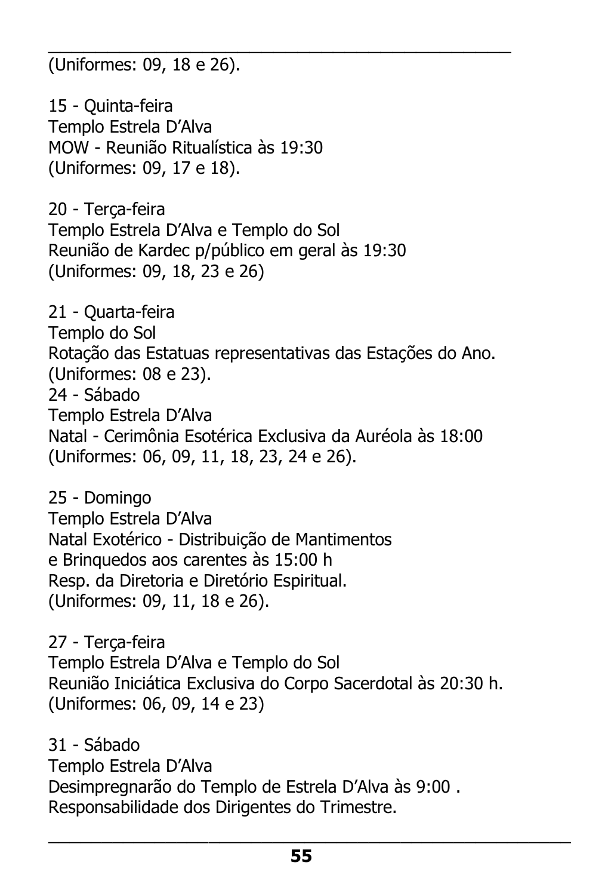(Uniformes: 09, 18 e 26).

15 - Quinta-feira
Templo Estrela D'Alva
MOW - Reunião Ritualística às 19:30
(Uniformes: 09, 17 e 18).

20 - Terça-feira
Templo Estrela D'Alva e Templo do Sol
Reunião de Kardec p/público em geral às 19:30
(Uniformes: 09, 18, 23 e 26)

21 - Quarta-feira
Templo do Sol
Rotação das Estatuas representativas das Estações do Ano.
(Uniformes: 08 e 23).
24 - Sábado
Templo Estrela D'Alva
Natal - Cerimônia Esotérica Exclusiva da Auréola às 18:00
(Uniformes: 06, 09, 11, 18, 23, 24 e 26).

25 - Domingo
Templo Estrela D'Alva
Natal Exotérico - Distribuição de Mantimentos
e Brinquedos aos carentes às 15:00 h
Resp. da Diretoria e Diretório Espiritual.
(Uniformes: 09, 11, 18 e 26).

27 - Terça-feira
Templo Estrela D'Alva e Templo do Sol
Reunião Iniciática Exclusiva do Corpo Sacerdotal às 20:30 h.
(Uniformes: 06, 09, 14 e 23)

31 - Sábado
Templo Estrela D'Alva
Desimpregnarão do Templo de Estrela D'Alva às 9:00 .
Responsabilidade dos Dirigentes do Trimestre.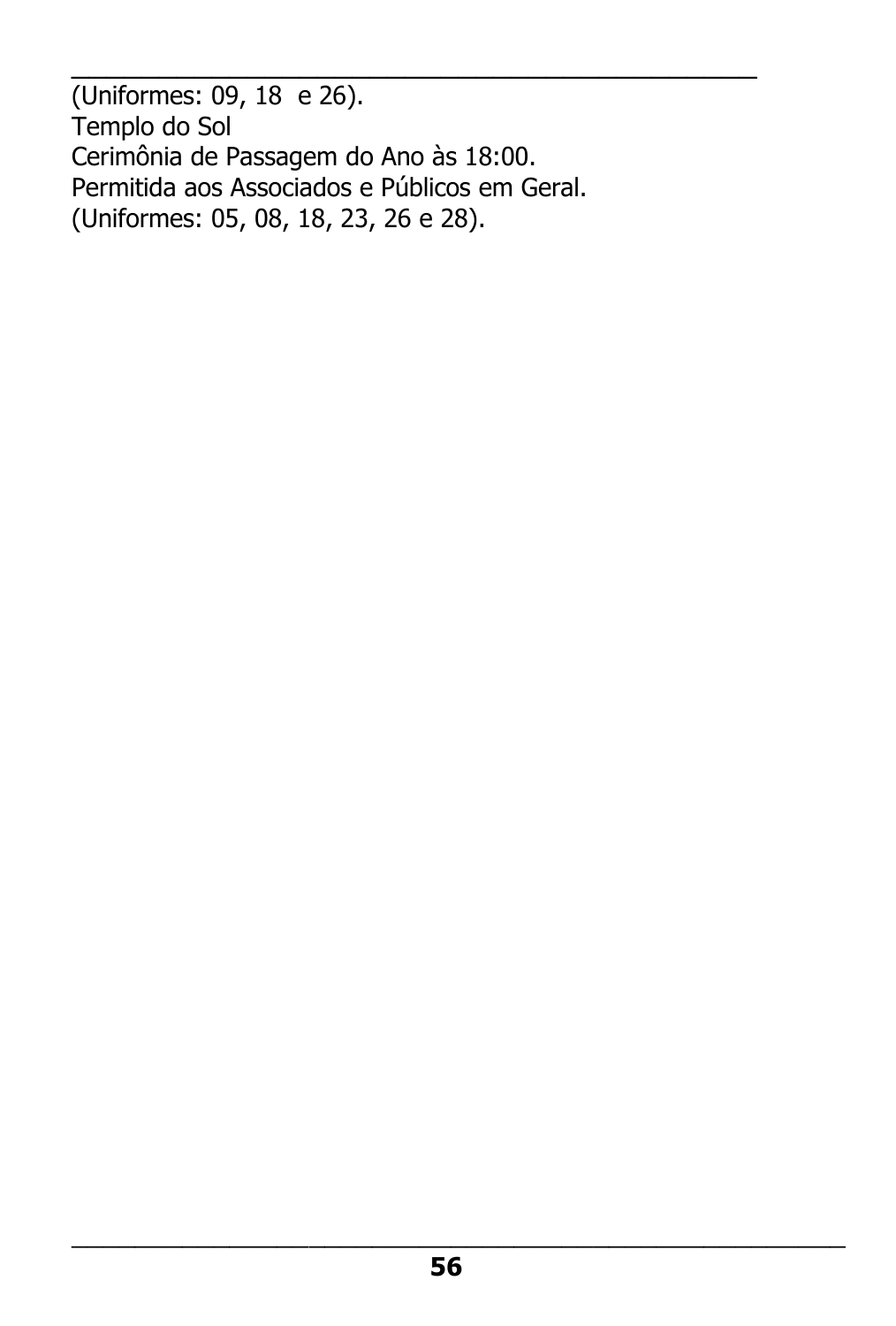(Uniformes: 09, 18  e 26).
Templo do Sol
Cerimônia de Passagem do Ano às 18:00.
Permitida aos Associados e Públicos em Geral.
(Uniformes: 05, 08, 18, 23, 26 e 28).